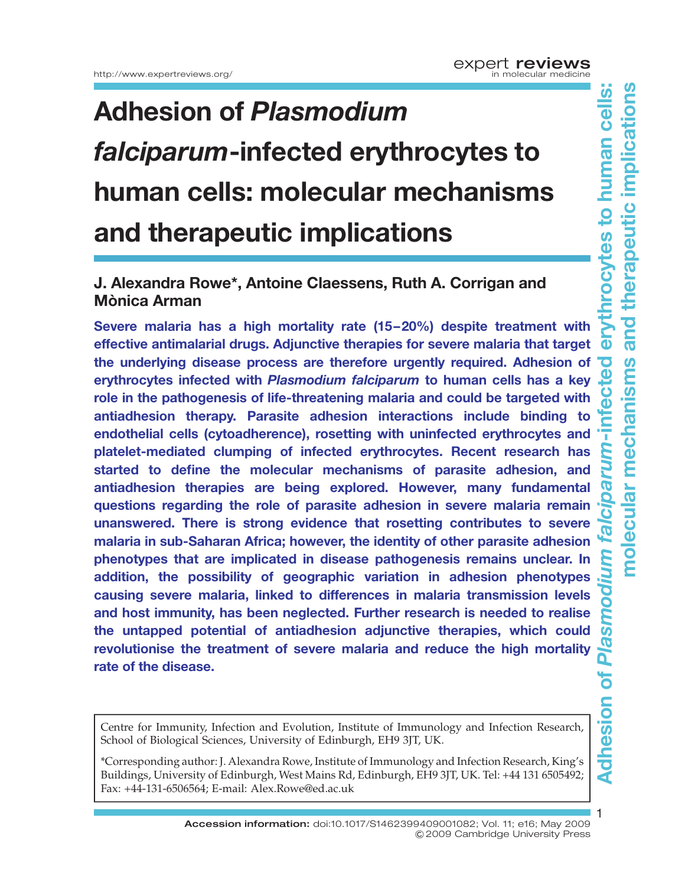# Adhesion of *Plasmodium falciparum*-infected erythrocytes to human cells: molecular mechanisms and therapeutic implications

**J. Alexandra Rowe*, Antoine Claessens, Ruth A. Corrigan and Mònica Arman**

**Severe malaria has a high mortality rate (15–20%) despite treatment with effective antimalarial drugs. Adjunctive therapies for severe malaria that target the underlying disease process are therefore urgently required. Adhesion of erythrocytes infected with *Plasmodium falciparum* to human cells has a key role in the pathogenesis of life-threatening malaria and could be targeted with antiadhesion therapy. Parasite adhesion interactions include binding to endothelial cells (cytoadherence), rosetting with uninfected erythrocytes and platelet-mediated clumping of infected erythrocytes. Recent research has started to define the molecular mechanisms of parasite adhesion, and antiadhesion therapies are being explored. However, many fundamental questions regarding the role of parasite adhesion in severe malaria remain unanswered. There is strong evidence that rosetting contributes to severe malaria in sub-Saharan Africa; however, the identity of other parasite adhesion phenotypes that are implicated in disease pathogenesis remains unclear. In addition, the possibility of geographic variation in adhesion phenotypes causing severe malaria, linked to differences in malaria transmission levels and host immunity, has been neglected. Further research is needed to realise the untapped potential of antiadhesion adjunctive therapies, which could revolutionise the treatment of severe malaria and reduce the high mortality rate of the disease.**

Centre for Immunity, Infection and Evolution, Institute of Immunology and Infection Research, School of Biological Sciences, University of Edinburgh, EH9 3JT, UK.

*Corresponding author: J. Alexandra Rowe, Institute of Immunology and Infection Research, King's Buildings, University of Edinburgh, West Mains Rd, Edinburgh, EH9 3JT, UK. Tel: +44 131 6505492; Fax: +44-131-6506564; E-mail: Alex.Rowe@ed.ac.uk

**Accession information:** doi:10.1017/S1462399409001082; Vol. 11; e16; May 2009
© 2009 Cambridge University Press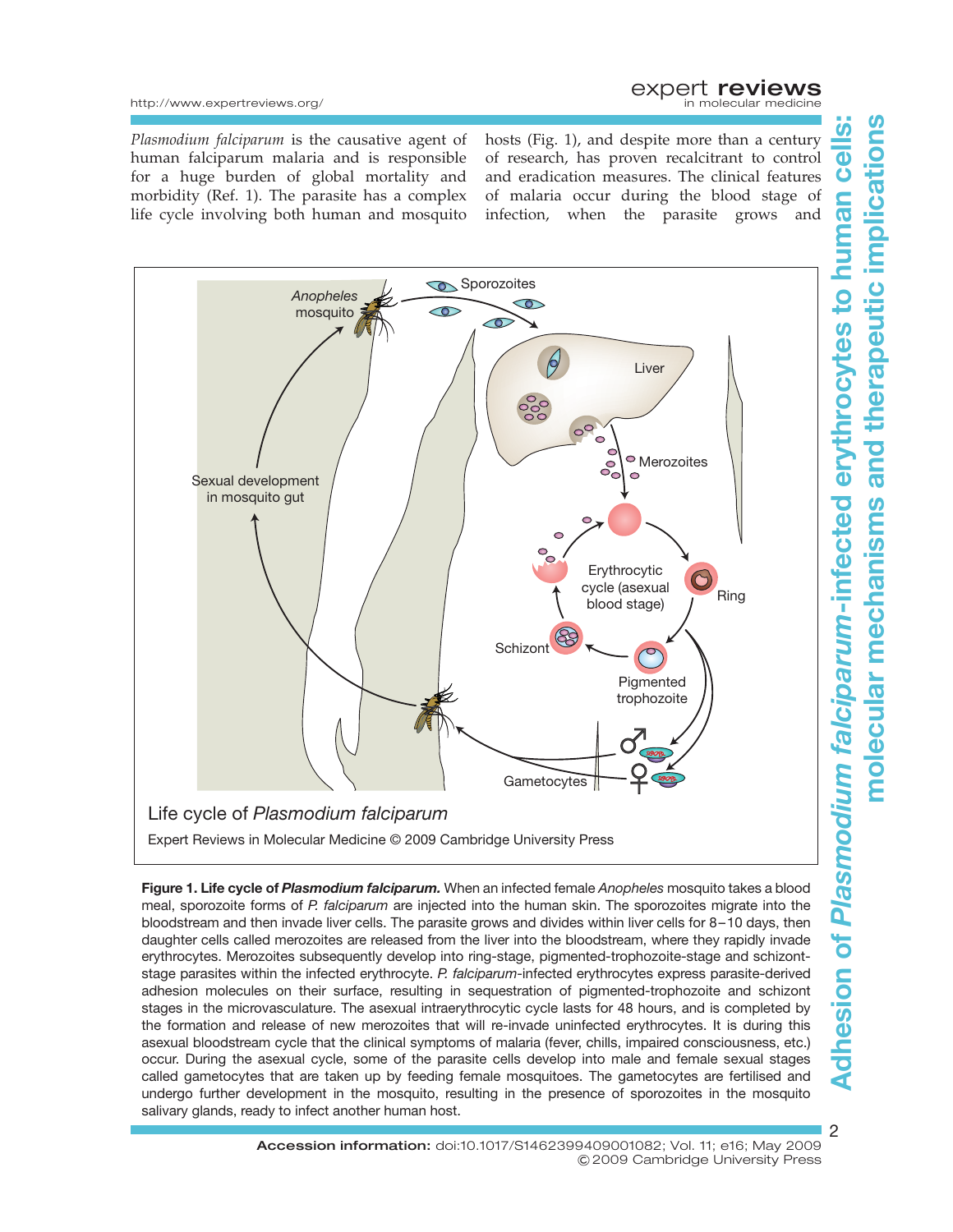*Plasmodium falciparum* is the causative agent of human falciparum malaria and is responsible for a huge burden of global mortality and morbidity (Ref. 1). The parasite has a complex life cycle involving both human and mosquito hosts (Fig. 1), and despite more than a century of research, has proven recalcitrant to control and eradication measures. The clinical features of malaria occur during the blood stage of infection, when the parasite grows and

**Figure 1. Life cycle of *Plasmodium falciparum*.** When an infected female *Anopheles* mosquito takes a blood meal, sporozoite forms of *P. falciparum* are injected into the human skin. The sporozoites migrate into the bloodstream and then invade liver cells. The parasite grows and divides within liver cells for 8–10 days, then daughter cells called merozoites are released from the liver into the bloodstream, where they rapidly invade erythrocytes. Merozoites subsequently develop into ring-stage, pigmented-trophozoite-stage and schizont-stage parasites within the infected erythrocyte. *P. falciparum*-infected erythrocytes express parasite-derived adhesion molecules on their surface, resulting in sequestration of pigmented-trophozoite and schizont stages in the microvasculature. The asexual intraerythrocytic cycle lasts for 48 hours, and is completed by the formation and release of new merozoites that will re-invade uninfected erythrocytes. It is during this asexual bloodstream cycle that the clinical symptoms of malaria (fever, chills, impaired consciousness, etc.) occur. During the asexual cycle, some of the parasite cells develop into male and female sexual stages called gametocytes that are taken up by feeding female mosquitoes. The gametocytes are fertilised and undergo further development in the mosquito, resulting in the presence of sporozoites in the mosquito salivary glands, ready to infect another human host.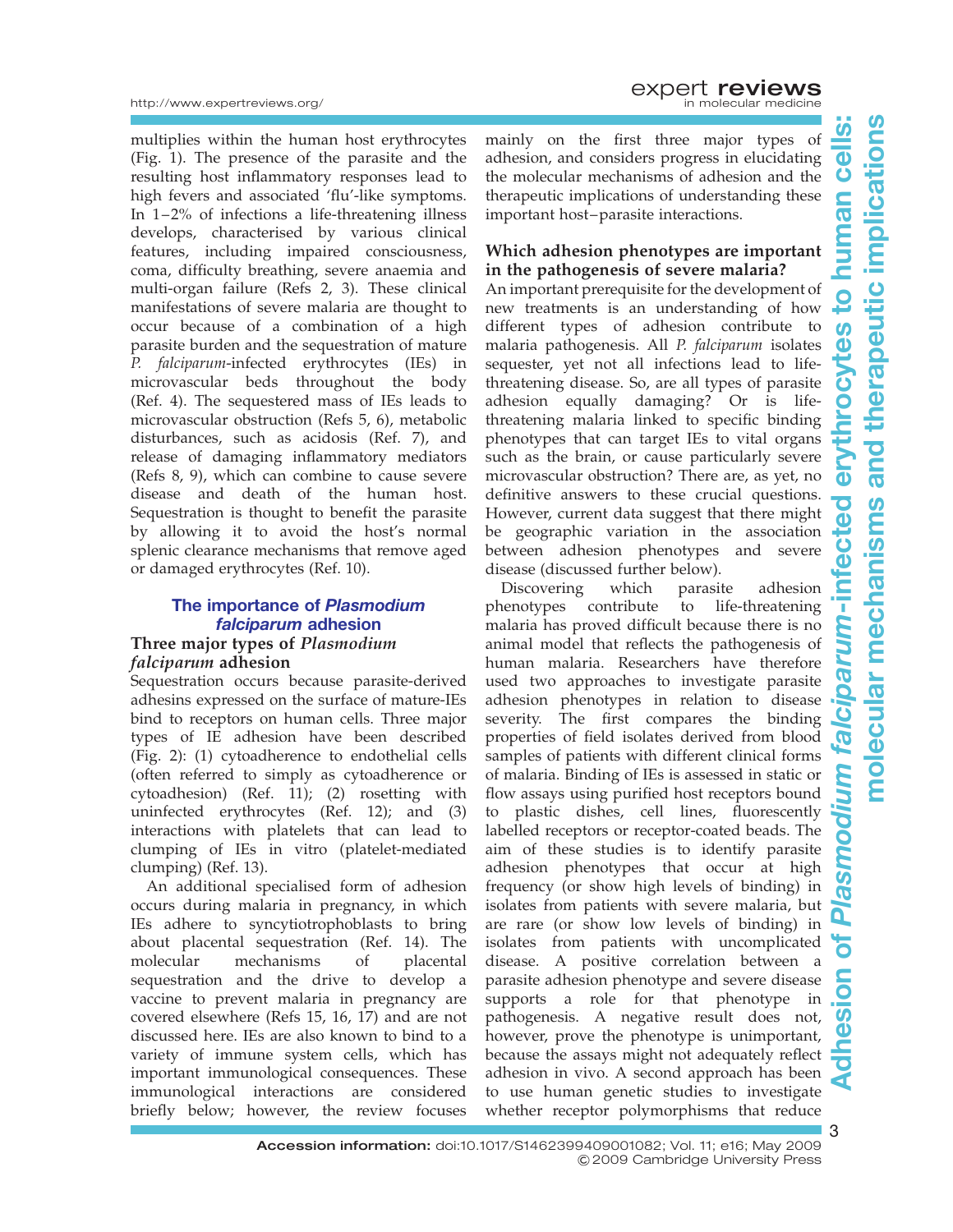multiplies within the human host erythrocytes (Fig. 1). The presence of the parasite and the resulting host inflammatory responses lead to high fevers and associated 'flu'-like symptoms. In 1–2% of infections a life-threatening illness develops, characterised by various clinical features, including impaired consciousness, coma, difficulty breathing, severe anaemia and multi-organ failure (Refs 2, 3). These clinical manifestations of severe malaria are thought to occur because of a combination of a high parasite burden and the sequestration of mature *P. falciparum*-infected erythrocytes (IEs) in microvascular beds throughout the body (Ref. 4). The sequestered mass of IEs leads to microvascular obstruction (Refs 5, 6), metabolic disturbances, such as acidosis (Ref. 7), and release of damaging inflammatory mediators (Refs 8, 9), which can combine to cause severe disease and death of the human host. Sequestration is thought to benefit the parasite by allowing it to avoid the host's normal splenic clearance mechanisms that remove aged or damaged erythrocytes (Ref. 10).

## The importance of *Plasmodium falciparum* adhesion

### Three major types of *Plasmodium falciparum* adhesion

Sequestration occurs because parasite-derived adhesins expressed on the surface of mature-IEs bind to receptors on human cells. Three major types of IE adhesion have been described (Fig. 2): (1) cytoadherence to endothelial cells (often referred to simply as cytoadherence or cytoadhesion) (Ref. 11); (2) rosetting with uninfected erythrocytes (Ref. 12); and (3) interactions with platelets that can lead to clumping of IEs in vitro (platelet-mediated clumping) (Ref. 13).

An additional specialised form of adhesion occurs during malaria in pregnancy, in which IEs adhere to syncytiotrophoblasts to bring about placental sequestration (Ref. 14). The molecular mechanisms of placental sequestration and the drive to develop a vaccine to prevent malaria in pregnancy are covered elsewhere (Refs 15, 16, 17) and are not discussed here. IEs are also known to bind to a variety of immune system cells, which has important immunological consequences. These immunological interactions are considered briefly below; however, the review focuses mainly on the first three major types of adhesion, and considers progress in elucidating the molecular mechanisms of adhesion and the therapeutic implications of understanding these important host–parasite interactions.

### Which adhesion phenotypes are important in the pathogenesis of severe malaria?

An important prerequisite for the development of new treatments is an understanding of how different types of adhesion contribute to malaria pathogenesis. All *P. falciparum* isolates sequester, yet not all infections lead to life-threatening disease. So, are all types of parasite adhesion equally damaging? Or is life-threatening malaria linked to specific binding phenotypes that can target IEs to vital organs such as the brain, or cause particularly severe microvascular obstruction? There are, as yet, no definitive answers to these crucial questions. However, current data suggest that there might be geographic variation in the association between adhesion phenotypes and severe disease (discussed further below).

Discovering which parasite adhesion phenotypes contribute to life-threatening malaria has proved difficult because there is no animal model that reflects the pathogenesis of human malaria. Researchers have therefore used two approaches to investigate parasite adhesion phenotypes in relation to disease severity. The first compares the binding properties of field isolates derived from blood samples of patients with different clinical forms of malaria. Binding of IEs is assessed in static or flow assays using purified host receptors bound to plastic dishes, cell lines, fluorescently labelled receptors or receptor-coated beads. The aim of these studies is to identify parasite adhesion phenotypes that occur at high frequency (or show high levels of binding) in isolates from patients with severe malaria, but are rare (or show low levels of binding) in isolates from patients with uncomplicated disease. A positive correlation between a parasite adhesion phenotype and severe disease supports a role for that phenotype in pathogenesis. A negative result does not, however, prove the phenotype is unimportant, because the assays might not adequately reflect adhesion in vivo. A second approach has been to use human genetic studies to investigate whether receptor polymorphisms that reduce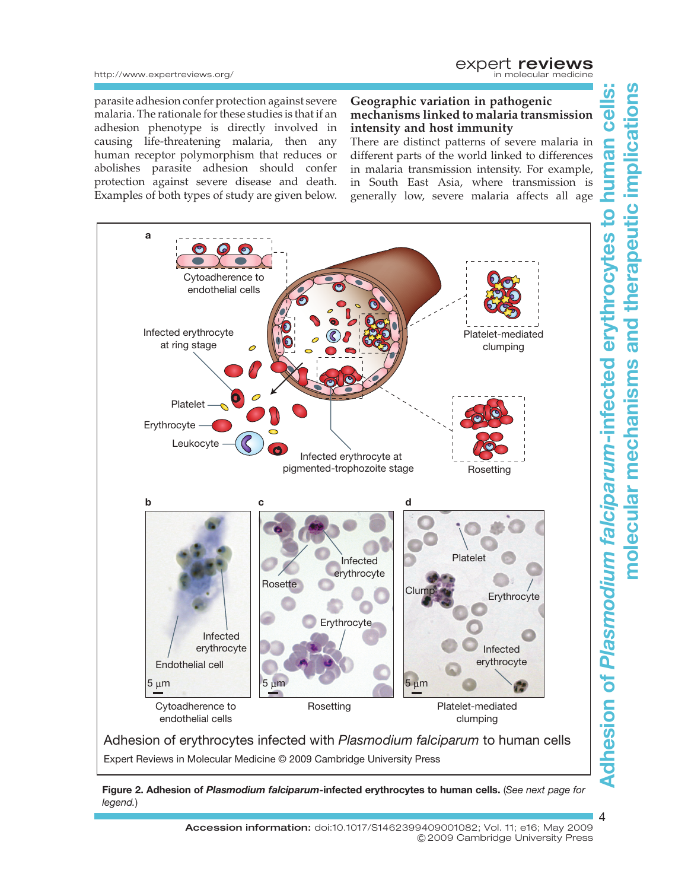parasite adhesion confer protection against severe malaria. The rationale for these studies is that if an adhesion phenotype is directly involved in causing life-threatening malaria, then any human receptor polymorphism that reduces or abolishes parasite adhesion should confer protection against severe disease and death. Examples of both types of study are given below.

## Geographic variation in pathogenic mechanisms linked to malaria transmission intensity and host immunity

There are distinct patterns of severe malaria in different parts of the world linked to differences in malaria transmission intensity. For example, in South East Asia, where transmission is generally low, severe malaria affects all age

**Figure 2. Adhesion of *Plasmodium falciparum*-infected erythrocytes to human cells.** (*See next page for legend.*)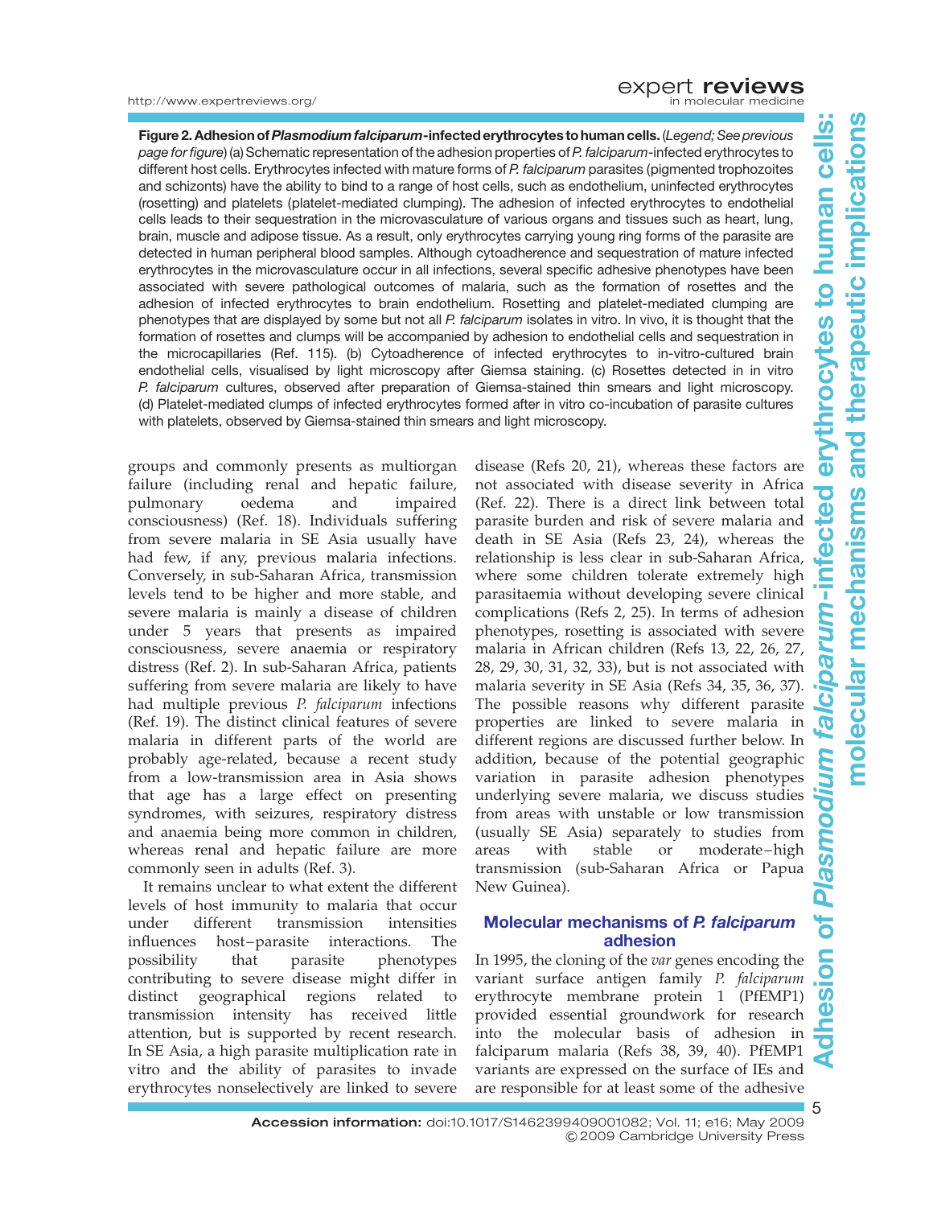**Figure 2. Adhesion of *Plasmodium falciparum*-infected erythrocytes to human cells.** (*Legend; See previous page for figure*) (a) Schematic representation of the adhesion properties of *P. falciparum*-infected erythrocytes to different host cells. Erythrocytes infected with mature forms of *P. falciparum* parasites (pigmented trophozoites and schizonts) have the ability to bind to a range of host cells, such as endothelium, uninfected erythrocytes (rosetting) and platelets (platelet-mediated clumping). The adhesion of infected erythrocytes to endothelial cells leads to their sequestration in the microvasculature of various organs and tissues such as heart, lung, brain, muscle and adipose tissue. As a result, only erythrocytes carrying young ring forms of the parasite are detected in human peripheral blood samples. Although cytoadherence and sequestration of mature infected erythrocytes in the microvasculature occur in all infections, several specific adhesive phenotypes have been associated with severe pathological outcomes of malaria, such as the formation of rosettes and the adhesion of infected erythrocytes to brain endothelium. Rosetting and platelet-mediated clumping are phenotypes that are displayed by some but not all *P. falciparum* isolates in vitro. In vivo, it is thought that the formation of rosettes and clumps will be accompanied by adhesion to endothelial cells and sequestration in the microcapillaries (Ref. 115). (b) Cytoadherence of infected erythrocytes to in-vitro-cultured brain endothelial cells, visualised by light microscopy after Giemsa staining. (c) Rosettes detected in in vitro *P. falciparum* cultures, observed after preparation of Giemsa-stained thin smears and light microscopy. (d) Platelet-mediated clumps of infected erythrocytes formed after in vitro co-incubation of parasite cultures with platelets, observed by Giemsa-stained thin smears and light microscopy.

groups and commonly presents as multiorgan failure (including renal and hepatic failure, pulmonary oedema and impaired consciousness) (Ref. 18). Individuals suffering from severe malaria in SE Asia usually have had few, if any, previous malaria infections. Conversely, in sub-Saharan Africa, transmission levels tend to be higher and more stable, and severe malaria is mainly a disease of children under 5 years that presents as impaired consciousness, severe anaemia or respiratory distress (Ref. 2). In sub-Saharan Africa, patients suffering from severe malaria are likely to have had multiple previous *P. falciparum* infections (Ref. 19). The distinct clinical features of severe malaria in different parts of the world are probably age-related, because a recent study from a low-transmission area in Asia shows that age has a large effect on presenting syndromes, with seizures, respiratory distress and anaemia being more common in children, whereas renal and hepatic failure are more commonly seen in adults (Ref. 3).

It remains unclear to what extent the different levels of host immunity to malaria that occur under different transmission intensities influences host–parasite interactions. The possibility that parasite phenotypes contributing to severe disease might differ in distinct geographical regions related to transmission intensity has received little attention, but is supported by recent research. In SE Asia, a high parasite multiplication rate in vitro and the ability of parasites to invade erythrocytes nonselectively are linked to severe disease (Refs 20, 21), whereas these factors are not associated with disease severity in Africa (Ref. 22). There is a direct link between total parasite burden and risk of severe malaria and death in SE Asia (Refs 23, 24), whereas the relationship is less clear in sub-Saharan Africa, where some children tolerate extremely high parasitaemia without developing severe clinical complications (Refs 2, 25). In terms of adhesion phenotypes, rosetting is associated with severe malaria in African children (Refs 13, 22, 26, 27, 28, 29, 30, 31, 32, 33), but is not associated with malaria severity in SE Asia (Refs 34, 35, 36, 37). The possible reasons why different parasite properties are linked to severe malaria in different regions are discussed further below. In addition, because of the potential geographic variation in parasite adhesion phenotypes underlying severe malaria, we discuss studies from areas with unstable or low transmission (usually SE Asia) separately to studies from areas with stable or moderate–high transmission (sub-Saharan Africa or Papua New Guinea).

## Molecular mechanisms of *P. falciparum* adhesion

In 1995, the cloning of the *var* genes encoding the variant surface antigen family *P. falciparum* erythrocyte membrane protein 1 (PfEMP1) provided essential groundwork for research into the molecular basis of adhesion in falciparum malaria (Refs 38, 39, 40). PfEMP1 variants are expressed on the surface of IEs and are responsible for at least some of the adhesive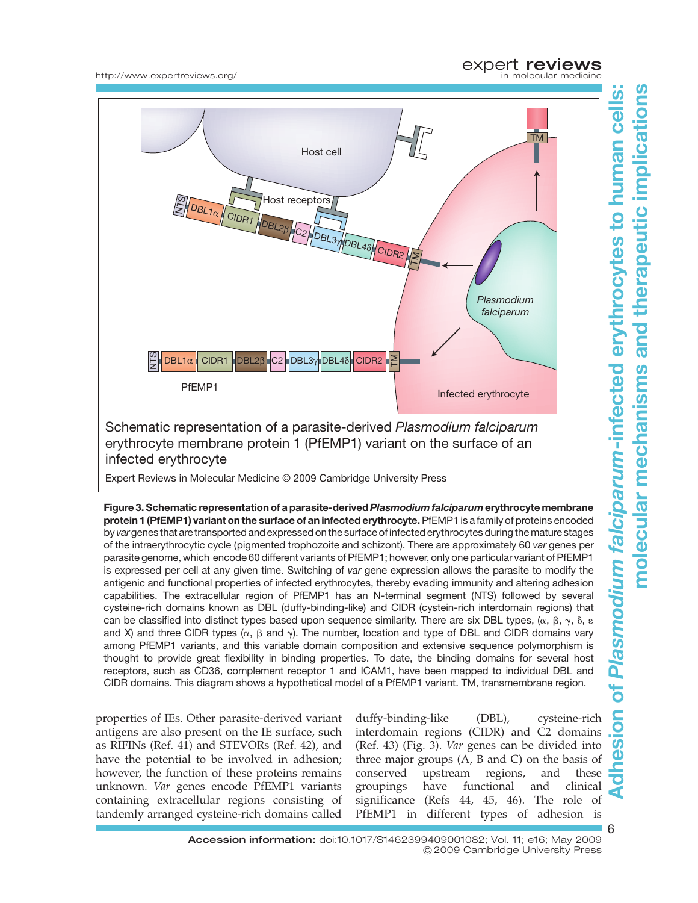**Figure 3. Schematic representation of a parasite-derived *Plasmodium falciparum* erythrocyte membrane protein 1 (PfEMP1) variant on the surface of an infected erythrocyte.** PfEMP1 is a family of proteins encoded by *var* genes that are transported and expressed on the surface of infected erythrocytes during the mature stages of the intraerythrocytic cycle (pigmented trophozoite and schizont). There are approximately 60 *var* genes per parasite genome, which encode 60 different variants of PfEMP1; however, only one particular variant of PfEMP1 is expressed per cell at any given time. Switching of *var* gene expression allows the parasite to modify the antigenic and functional properties of infected erythrocytes, thereby evading immunity and altering adhesion capabilities. The extracellular region of PfEMP1 has an N-terminal segment (NTS) followed by several cysteine-rich domains known as DBL (duffy-binding-like) and CIDR (cystein-rich interdomain regions) that can be classified into distinct types based upon sequence similarity. There are six DBL types, (α, β, γ, δ, ε and X) and three CIDR types (α, β and γ). The number, location and type of DBL and CIDR domains vary among PfEMP1 variants, and this variable domain composition and extensive sequence polymorphism is thought to provide great flexibility in binding properties. To date, the binding domains for several host receptors, such as CD36, complement receptor 1 and ICAM1, have been mapped to individual DBL and CIDR domains. This diagram shows a hypothetical model of a PfEMP1 variant. TM, transmembrane region.

properties of IEs. Other parasite-derived variant antigens are also present on the IE surface, such as RIFINs (Ref. 41) and STEVORs (Ref. 42), and have the potential to be involved in adhesion; however, the function of these proteins remains unknown. *Var* genes encode PfEMP1 variants containing extracellular regions consisting of tandemly arranged cysteine-rich domains called duffy-binding-like (DBL), cysteine-rich interdomain regions (CIDR) and C2 domains (Ref. 43) (Fig. 3). *Var* genes can be divided into three major groups (A, B and C) on the basis of conserved upstream regions, and these groupings have functional and clinical significance (Refs 44, 45, 46). The role of PfEMP1 in different types of adhesion is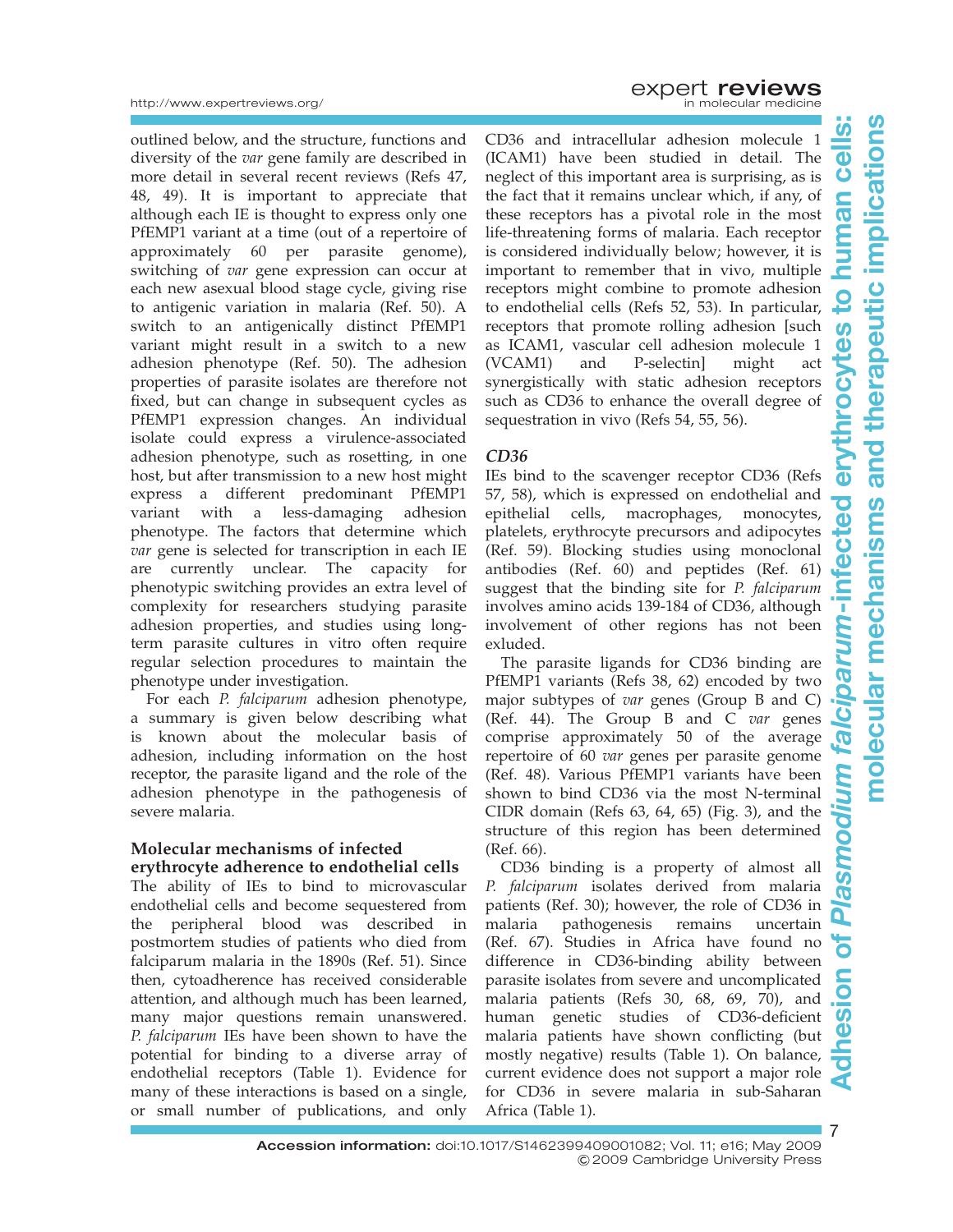outlined below, and the structure, functions and diversity of the *var* gene family are described in more detail in several recent reviews (Refs 47, 48, 49). It is important to appreciate that although each IE is thought to express only one PfEMP1 variant at a time (out of a repertoire of approximately 60 per parasite genome), switching of *var* gene expression can occur at each new asexual blood stage cycle, giving rise to antigenic variation in malaria (Ref. 50). A switch to an antigenically distinct PfEMP1 variant might result in a switch to a new adhesion phenotype (Ref. 50). The adhesion properties of parasite isolates are therefore not fixed, but can change in subsequent cycles as PfEMP1 expression changes. An individual isolate could express a virulence-associated adhesion phenotype, such as rosetting, in one host, but after transmission to a new host might express a different predominant PfEMP1 variant with a less-damaging adhesion phenotype. The factors that determine which *var* gene is selected for transcription in each IE are currently unclear. The capacity for phenotypic switching provides an extra level of complexity for researchers studying parasite adhesion properties, and studies using long-term parasite cultures in vitro often require regular selection procedures to maintain the phenotype under investigation.

For each *P. falciparum* adhesion phenotype, a summary is given below describing what is known about the molecular basis of adhesion, including information on the host receptor, the parasite ligand and the role of the adhesion phenotype in the pathogenesis of severe malaria.

## Molecular mechanisms of infected erythrocyte adherence to endothelial cells

The ability of IEs to bind to microvascular endothelial cells and become sequestered from the peripheral blood was described in postmortem studies of patients who died from falciparum malaria in the 1890s (Ref. 51). Since then, cytoadherence has received considerable attention, and although much has been learned, many major questions remain unanswered. *P. falciparum* IEs have been shown to have the potential for binding to a diverse array of endothelial receptors (Table 1). Evidence for many of these interactions is based on a single, or small number of publications, and only CD36 and intracellular adhesion molecule 1 (ICAM1) have been studied in detail. The neglect of this important area is surprising, as is the fact that it remains unclear which, if any, of these receptors has a pivotal role in the most life-threatening forms of malaria. Each receptor is considered individually below; however, it is important to remember that in vivo, multiple receptors might combine to promote adhesion to endothelial cells (Refs 52, 53). In particular, receptors that promote rolling adhesion [such as ICAM1, vascular cell adhesion molecule 1 (VCAM1) and P-selectin] might act synergistically with static adhesion receptors such as CD36 to enhance the overall degree of sequestration in vivo (Refs 54, 55, 56).

### *CD36*

IEs bind to the scavenger receptor CD36 (Refs 57, 58), which is expressed on endothelial and epithelial cells, macrophages, monocytes, platelets, erythrocyte precursors and adipocytes (Ref. 59). Blocking studies using monoclonal antibodies (Ref. 60) and peptides (Ref. 61) suggest that the binding site for *P. falciparum* involves amino acids 139-184 of CD36, although involvement of other regions has not been exluded.

The parasite ligands for CD36 binding are PfEMP1 variants (Refs 38, 62) encoded by two major subtypes of *var* genes (Group B and C) (Ref. 44). The Group B and C *var* genes comprise approximately 50 of the average repertoire of 60 *var* genes per parasite genome (Ref. 48). Various PfEMP1 variants have been shown to bind CD36 via the most N-terminal CIDR domain (Refs 63, 64, 65) (Fig. 3), and the structure of this region has been determined (Ref. 66).

CD36 binding is a property of almost all *P. falciparum* isolates derived from malaria patients (Ref. 30); however, the role of CD36 in malaria pathogenesis remains uncertain (Ref. 67). Studies in Africa have found no difference in CD36-binding ability between parasite isolates from severe and uncomplicated malaria patients (Refs 30, 68, 69, 70), and human genetic studies of CD36-deficient malaria patients have shown conflicting (but mostly negative) results (Table 1). On balance, current evidence does not support a major role for CD36 in severe malaria in sub-Saharan Africa (Table 1).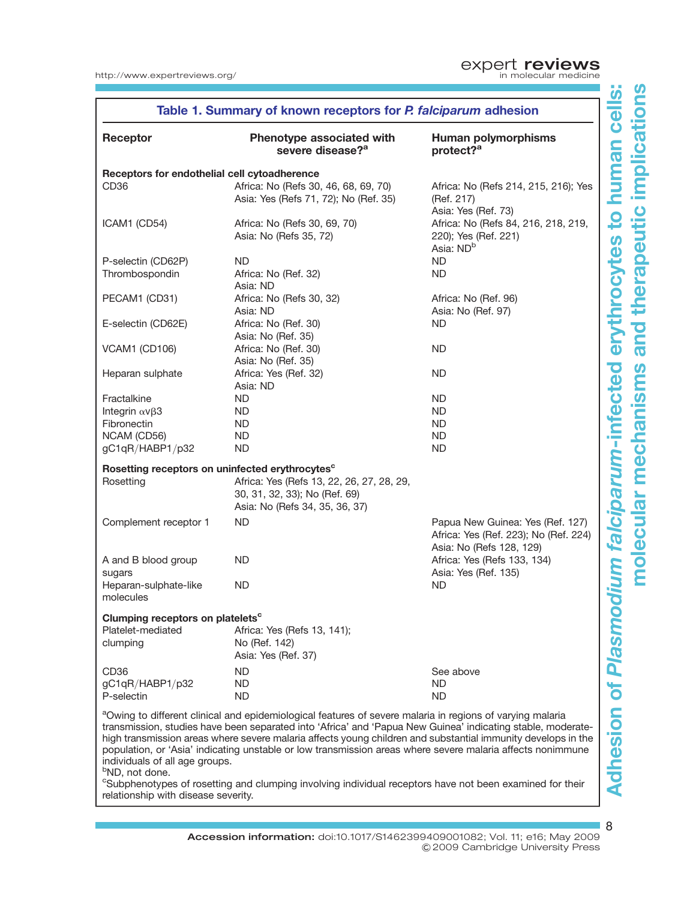**Table 1. Summary of known receptors for *P. falciparum* adhesion**

| Receptor | Phenotype associated with severe disease?[a] | Human polymorphisms protect?[a] |
|---|---|---|
| **Receptors for endothelial cell cytoadherence** | | |
| CD36 | Africa: No (Refs 30, 46, 68, 69, 70)<br>Asia: Yes (Refs 71, 72); No (Ref. 35) | Africa: No (Refs 214, 215, 216); Yes (Ref. 217)<br>Asia: Yes (Ref. 73) |
| ICAM1 (CD54) | Africa: No (Refs 30, 69, 70)<br>Asia: No (Refs 35, 72) | Africa: No (Refs 84, 216, 218, 219, 220); Yes (Ref. 221)<br>Asia: ND[b] |
| P-selectin (CD62P) | ND | ND |
| Thrombospondin | Africa: No (Ref. 32)<br>Asia: ND | ND |
| PECAM1 (CD31) | Africa: No (Refs 30, 32)<br>Asia: ND | Africa: No (Ref. 96)<br>Asia: No (Ref. 97) |
| E-selectin (CD62E) | Africa: No (Ref. 30)<br>Asia: No (Ref. 35) | ND |
| VCAM1 (CD106) | Africa: No (Ref. 30)<br>Asia: No (Ref. 35) | ND |
| Heparan sulphate | Africa: Yes (Ref. 32)<br>Asia: ND | ND |
| Fractalkine | ND | ND |
| Integrin $\alpha v\beta 3$ | ND | ND |
| Fibronectin | ND | ND |
| NCAM (CD56) | ND | ND |
| gC1qR/HABP1/p32 | ND | ND |
| **Rosetting receptors on uninfected erythrocytes[c]** | | |
| Rosetting | Africa: Yes (Refs 13, 22, 26, 27, 28, 29, 30, 31, 32, 33); No (Ref. 69)<br>Asia: No (Refs 34, 35, 36, 37) | |
| Complement receptor 1 | ND | Papua New Guinea: Yes (Ref. 127)<br>Africa: Yes (Ref. 223); No (Ref. 224)<br>Asia: No (Refs 128, 129) |
| A and B blood group sugars | ND | Africa: Yes (Refs 133, 134)<br>Asia: Yes (Ref. 135) |
| Heparan-sulphate-like molecules | ND | ND |
| **Clumping receptors on platelets[c]** | | |
| Platelet-mediated clumping | Africa: Yes (Refs 13, 141); No (Ref. 142)<br>Asia: Yes (Ref. 37) | |
| CD36 | ND | See above |
| gC1qR/HABP1/p32 | ND | ND |
| P-selectin | ND | ND |

[a]Owing to different clinical and epidemiological features of severe malaria in regions of varying malaria transmission, studies have been separated into 'Africa' and 'Papua New Guinea' indicating stable, moderate-high transmission areas where severe malaria affects young children and substantial immunity develops in the population, or 'Asia' indicating unstable or low transmission areas where severe malaria affects nonimmune individuals of all age groups.
[b]ND, not done.
[c]Subphenotypes of rosetting and clumping involving individual receptors have not been examined for their relationship with disease severity.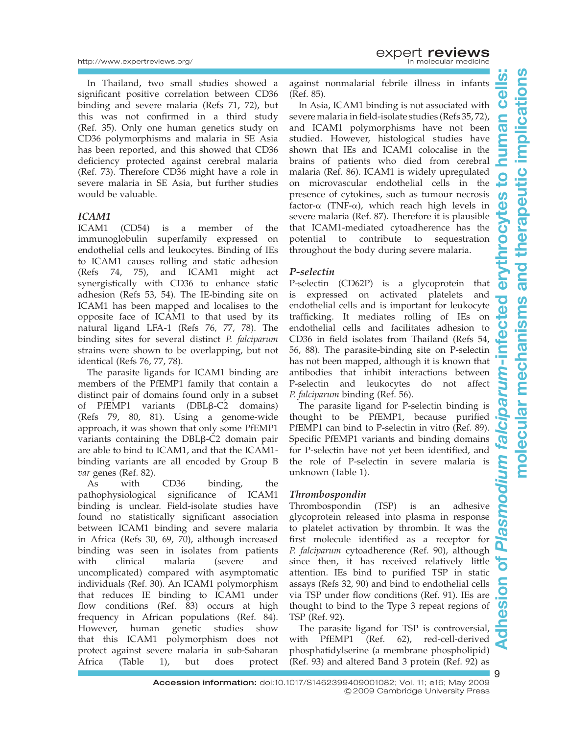In Thailand, two small studies showed a significant positive correlation between CD36 binding and severe malaria (Refs 71, 72), but this was not confirmed in a third study (Ref. 35). Only one human genetics study on CD36 polymorphisms and malaria in SE Asia has been reported, and this showed that CD36 deficiency protected against cerebral malaria (Ref. 73). Therefore CD36 might have a role in severe malaria in SE Asia, but further studies would be valuable.

### *ICAM1*

ICAM1 (CD54) is a member of the immunoglobulin superfamily expressed on endothelial cells and leukocytes. Binding of IEs to ICAM1 causes rolling and static adhesion (Refs 74, 75), and ICAM1 might act synergistically with CD36 to enhance static adhesion (Refs 53, 54). The IE-binding site on ICAM1 has been mapped and localises to the opposite face of ICAM1 to that used by its natural ligand LFA-1 (Refs 76, 77, 78). The binding sites for several distinct *P. falciparum* strains were shown to be overlapping, but not identical (Refs 76, 77, 78).

The parasite ligands for ICAM1 binding are members of the PfEMP1 family that contain a distinct pair of domains found only in a subset of PfEMP1 variants (DBLβ-C2 domains) (Refs 79, 80, 81). Using a genome-wide approach, it was shown that only some PfEMP1 variants containing the DBLβ-C2 domain pair are able to bind to ICAM1, and that the ICAM1-binding variants are all encoded by Group B *var* genes (Ref. 82).

As with CD36 binding, the pathophysiological significance of ICAM1 binding is unclear. Field-isolate studies have found no statistically significant association between ICAM1 binding and severe malaria in Africa (Refs 30, 69, 70), although increased binding was seen in isolates from patients with clinical malaria (severe and uncomplicated) compared with asymptomatic individuals (Ref. 30). An ICAM1 polymorphism that reduces IE binding to ICAM1 under flow conditions (Ref. 83) occurs at high frequency in African populations (Ref. 84). However, human genetic studies show that this ICAM1 polymorphism does not protect against severe malaria in sub-Saharan Africa (Table 1), but does protect against nonmalarial febrile illness in infants (Ref. 85).

In Asia, ICAM1 binding is not associated with severe malaria in field-isolate studies (Refs 35, 72), and ICAM1 polymorphisms have not been studied. However, histological studies have shown that IEs and ICAM1 colocalise in the brains of patients who died from cerebral malaria (Ref. 86). ICAM1 is widely upregulated on microvascular endothelial cells in the presence of cytokines, such as tumour necrosis factor-α (TNF-α), which reach high levels in severe malaria (Ref. 87). Therefore it is plausible that ICAM1-mediated cytoadherence has the potential to contribute to sequestration throughout the body during severe malaria.

### *P-selectin*

P-selectin (CD62P) is a glycoprotein that is expressed on activated platelets and endothelial cells and is important for leukocyte trafficking. It mediates rolling of IEs on endothelial cells and facilitates adhesion to CD36 in field isolates from Thailand (Refs 54, 56, 88). The parasite-binding site on P-selectin has not been mapped, although it is known that antibodies that inhibit interactions between P-selectin and leukocytes do not affect *P. falciparum* binding (Ref. 56).

The parasite ligand for P-selectin binding is thought to be PfEMP1, because purified PfEMP1 can bind to P-selectin in vitro (Ref. 89). Specific PfEMP1 variants and binding domains for P-selectin have not yet been identified, and the role of P-selectin in severe malaria is unknown (Table 1).

### *Thrombospondin*

Thrombospondin (TSP) is an adhesive glycoprotein released into plasma in response to platelet activation by thrombin. It was the first molecule identified as a receptor for *P. falciparum* cytoadherence (Ref. 90), although since then, it has received relatively little attention. IEs bind to purified TSP in static assays (Refs 32, 90) and bind to endothelial cells via TSP under flow conditions (Ref. 91). IEs are thought to bind to the Type 3 repeat regions of TSP (Ref. 92).

The parasite ligand for TSP is controversial, with PfEMP1 (Ref. 62), red-cell-derived phosphatidylserine (a membrane phospholipid) (Ref. 93) and altered Band 3 protein (Ref. 92) as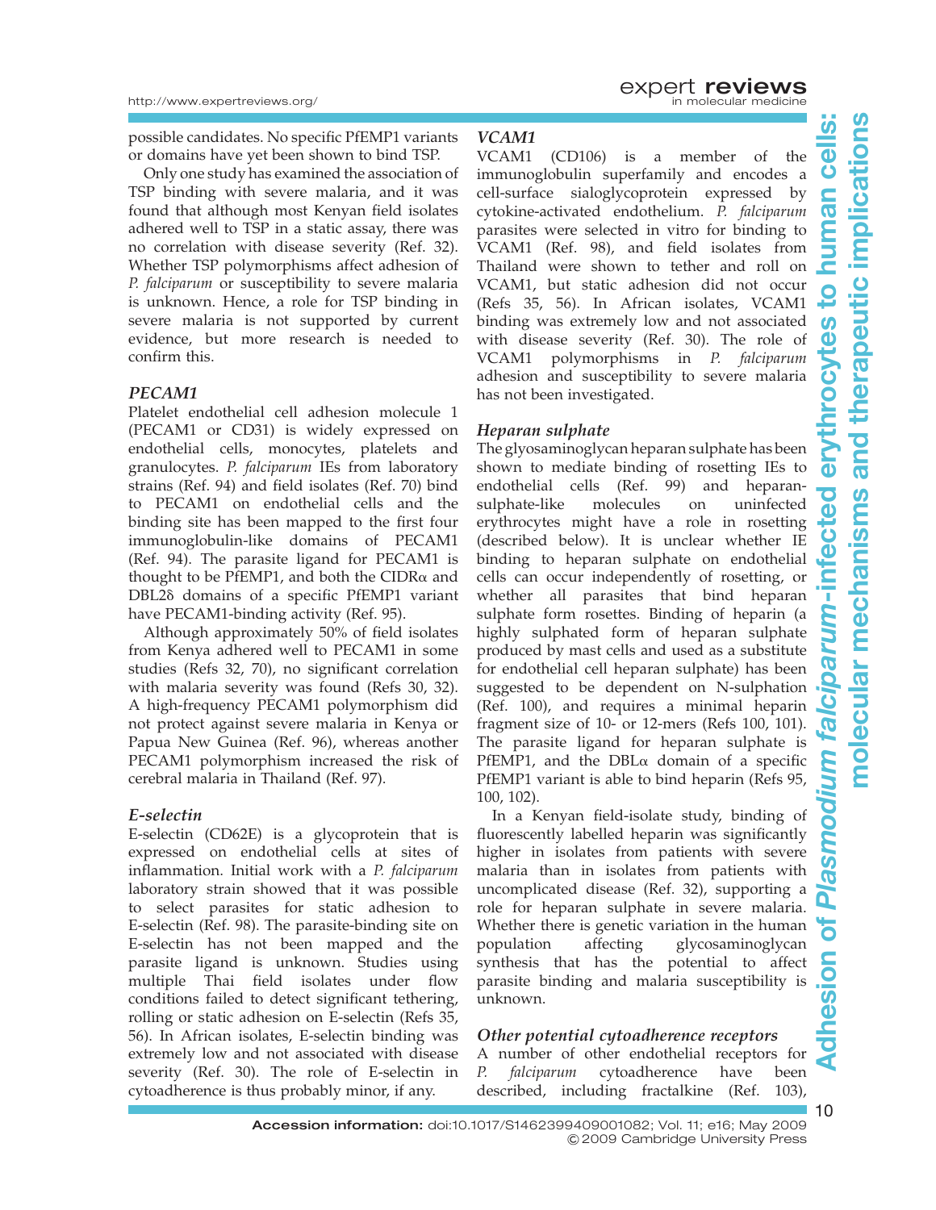possible candidates. No specific PfEMP1 variants or domains have yet been shown to bind TSP.

Only one study has examined the association of TSP binding with severe malaria, and it was found that although most Kenyan field isolates adhered well to TSP in a static assay, there was no correlation with disease severity (Ref. 32). Whether TSP polymorphisms affect adhesion of *P. falciparum* or susceptibility to severe malaria is unknown. Hence, a role for TSP binding in severe malaria is not supported by current evidence, but more research is needed to confirm this.

### *PECAM1*

Platelet endothelial cell adhesion molecule 1 (PECAM1 or CD31) is widely expressed on endothelial cells, monocytes, platelets and granulocytes. *P. falciparum* IEs from laboratory strains (Ref. 94) and field isolates (Ref. 70) bind to PECAM1 on endothelial cells and the binding site has been mapped to the first four immunoglobulin-like domains of PECAM1 (Ref. 94). The parasite ligand for PECAM1 is thought to be PfEMP1, and both the CIDRα and DBL2δ domains of a specific PfEMP1 variant have PECAM1-binding activity (Ref. 95).

Although approximately 50% of field isolates from Kenya adhered well to PECAM1 in some studies (Refs 32, 70), no significant correlation with malaria severity was found (Refs 30, 32). A high-frequency PECAM1 polymorphism did not protect against severe malaria in Kenya or Papua New Guinea (Ref. 96), whereas another PECAM1 polymorphism increased the risk of cerebral malaria in Thailand (Ref. 97).

### *E-selectin*

E-selectin (CD62E) is a glycoprotein that is expressed on endothelial cells at sites of inflammation. Initial work with a *P. falciparum* laboratory strain showed that it was possible to select parasites for static adhesion to E-selectin (Ref. 98). The parasite-binding site on E-selectin has not been mapped and the parasite ligand is unknown. Studies using multiple Thai field isolates under flow conditions failed to detect significant tethering, rolling or static adhesion on E-selectin (Refs 35, 56). In African isolates, E-selectin binding was extremely low and not associated with disease severity (Ref. 30). The role of E-selectin in cytoadherence is thus probably minor, if any.

### *VCAM1*

VCAM1 (CD106) is a member of the immunoglobulin superfamily and encodes a cell-surface sialoglycoprotein expressed by cytokine-activated endothelium. *P. falciparum* parasites were selected in vitro for binding to VCAM1 (Ref. 98), and field isolates from Thailand were shown to tether and roll on VCAM1, but static adhesion did not occur (Refs 35, 56). In African isolates, VCAM1 binding was extremely low and not associated with disease severity (Ref. 30). The role of VCAM1 polymorphisms in *P. falciparum* adhesion and susceptibility to severe malaria has not been investigated.

### *Heparan sulphate*

The glyosaminoglycan heparan sulphate has been shown to mediate binding of rosetting IEs to endothelial cells (Ref. 99) and heparan-sulphate-like molecules on uninfected erythrocytes might have a role in rosetting (described below). It is unclear whether IE binding to heparan sulphate on endothelial cells can occur independently of rosetting, or whether all parasites that bind heparan sulphate form rosettes. Binding of heparin (a highly sulphated form of heparan sulphate produced by mast cells and used as a substitute for endothelial cell heparan sulphate) has been suggested to be dependent on N-sulphation (Ref. 100), and requires a minimal heparin fragment size of 10- or 12-mers (Refs 100, 101). The parasite ligand for heparan sulphate is PfEMP1, and the DBLα domain of a specific PfEMP1 variant is able to bind heparin (Refs 95, 100, 102).

In a Kenyan field-isolate study, binding of fluorescently labelled heparin was significantly higher in isolates from patients with severe malaria than in isolates from patients with uncomplicated disease (Ref. 32), supporting a role for heparan sulphate in severe malaria. Whether there is genetic variation in the human population affecting glycosaminoglycan synthesis that has the potential to affect parasite binding and malaria susceptibility is unknown.

### *Other potential cytoadherence receptors*

A number of other endothelial receptors for *P. falciparum* cytoadherence have been described, including fractalkine (Ref. 103),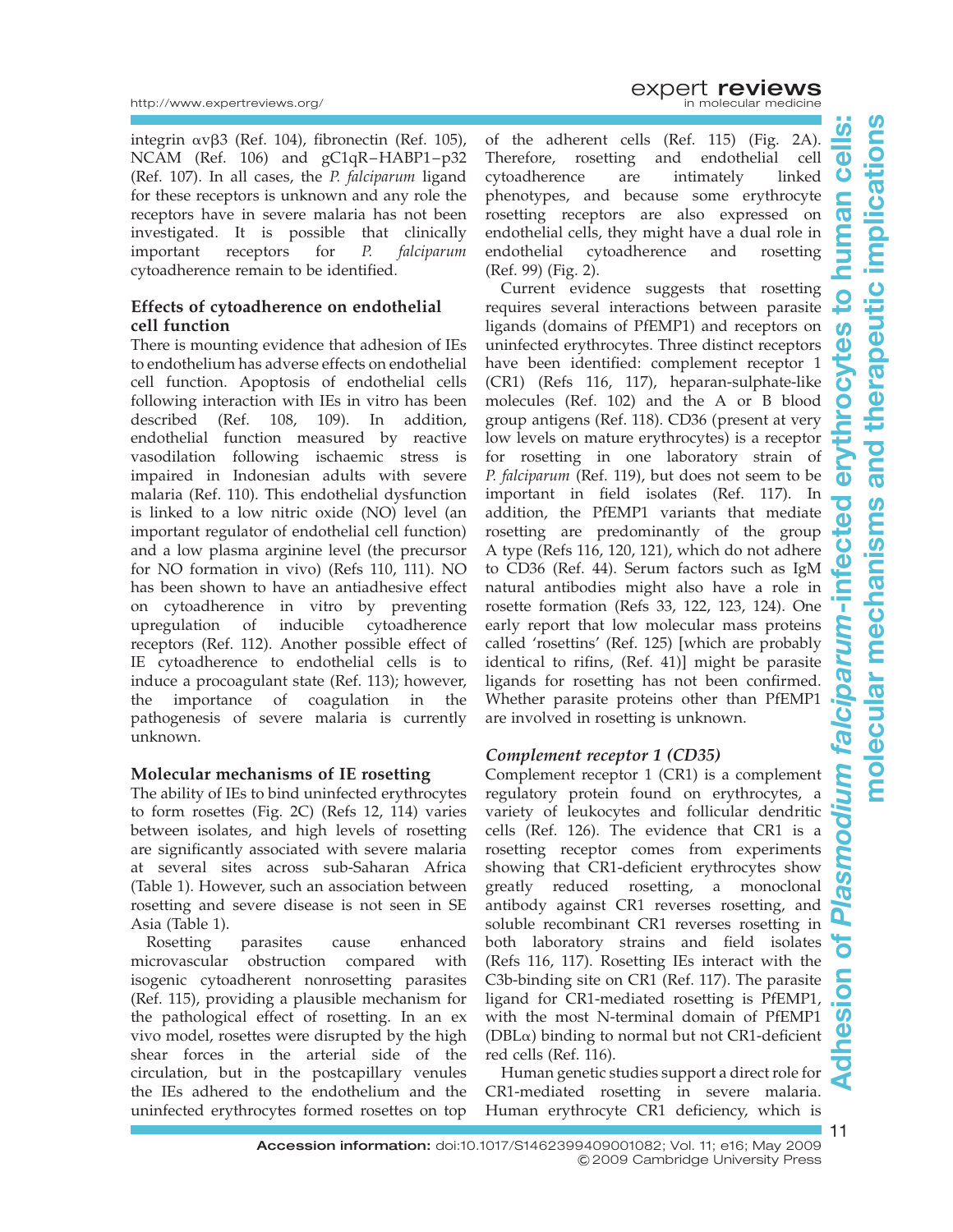integrin αvβ3 (Ref. 104), fibronectin (Ref. 105), NCAM (Ref. 106) and gC1qR–HABP1–p32 (Ref. 107). In all cases, the *P. falciparum* ligand for these receptors is unknown and any role the receptors have in severe malaria has not been investigated. It is possible that clinically important receptors for *P. falciparum* cytoadherence remain to be identified.

### Effects of cytoadherence on endothelial cell function

There is mounting evidence that adhesion of IEs to endothelium has adverse effects on endothelial cell function. Apoptosis of endothelial cells following interaction with IEs in vitro has been described (Ref. 108, 109). In addition, endothelial function measured by reactive vasodilation following ischaemic stress is impaired in Indonesian adults with severe malaria (Ref. 110). This endothelial dysfunction is linked to a low nitric oxide (NO) level (an important regulator of endothelial cell function) and a low plasma arginine level (the precursor for NO formation in vivo) (Refs 110, 111). NO has been shown to have an antiadhesive effect on cytoadherence in vitro by preventing upregulation of inducible cytoadherence receptors (Ref. 112). Another possible effect of IE cytoadherence to endothelial cells is to induce a procoagulant state (Ref. 113); however, the importance of coagulation in the pathogenesis of severe malaria is currently unknown.

### Molecular mechanisms of IE rosetting

The ability of IEs to bind uninfected erythrocytes to form rosettes (Fig. 2C) (Refs 12, 114) varies between isolates, and high levels of rosetting are significantly associated with severe malaria at several sites across sub-Saharan Africa (Table 1). However, such an association between rosetting and severe disease is not seen in SE Asia (Table 1).

Rosetting parasites cause enhanced microvascular obstruction compared with isogenic cytoadherent nonrosetting parasites (Ref. 115), providing a plausible mechanism for the pathological effect of rosetting. In an ex vivo model, rosettes were disrupted by the high shear forces in the arterial side of the circulation, but in the postcapillary venules the IEs adhered to the endothelium and the uninfected erythrocytes formed rosettes on top of the adherent cells (Ref. 115) (Fig. 2A). Therefore, rosetting and endothelial cell cytoadherence are intimately linked phenotypes, and because some erythrocyte rosetting receptors are also expressed on endothelial cells, they might have a dual role in endothelial cytoadherence and rosetting (Ref. 99) (Fig. 2).

Current evidence suggests that rosetting requires several interactions between parasite ligands (domains of PfEMP1) and receptors on uninfected erythrocytes. Three distinct receptors have been identified: complement receptor 1 (CR1) (Refs 116, 117), heparan-sulphate-like molecules (Ref. 102) and the A or B blood group antigens (Ref. 118). CD36 (present at very low levels on mature erythrocytes) is a receptor for rosetting in one laboratory strain of *P. falciparum* (Ref. 119), but does not seem to be important in field isolates (Ref. 117). In addition, the PfEMP1 variants that mediate rosetting are predominantly of the group A type (Refs 116, 120, 121), which do not adhere to CD36 (Ref. 44). Serum factors such as IgM natural antibodies might also have a role in rosette formation (Refs 33, 122, 123, 124). One early report that low molecular mass proteins called 'rosettins' (Ref. 125) [which are probably identical to rifins, (Ref. 41)] might be parasite ligands for rosetting has not been confirmed. Whether parasite proteins other than PfEMP1 are involved in rosetting is unknown.

#### *Complement receptor 1 (CD35)*

Complement receptor 1 (CR1) is a complement regulatory protein found on erythrocytes, a variety of leukocytes and follicular dendritic cells (Ref. 126). The evidence that CR1 is a rosetting receptor comes from experiments showing that CR1-deficient erythrocytes show greatly reduced rosetting, a monoclonal antibody against CR1 reverses rosetting, and soluble recombinant CR1 reverses rosetting in both laboratory strains and field isolates (Refs 116, 117). Rosetting IEs interact with the C3b-binding site on CR1 (Ref. 117). The parasite ligand for CR1-mediated rosetting is PfEMP1, with the most N-terminal domain of PfEMP1 (DBLα) binding to normal but not CR1-deficient red cells (Ref. 116).

Human genetic studies support a direct role for CR1-mediated rosetting in severe malaria. Human erythrocyte CR1 deficiency, which is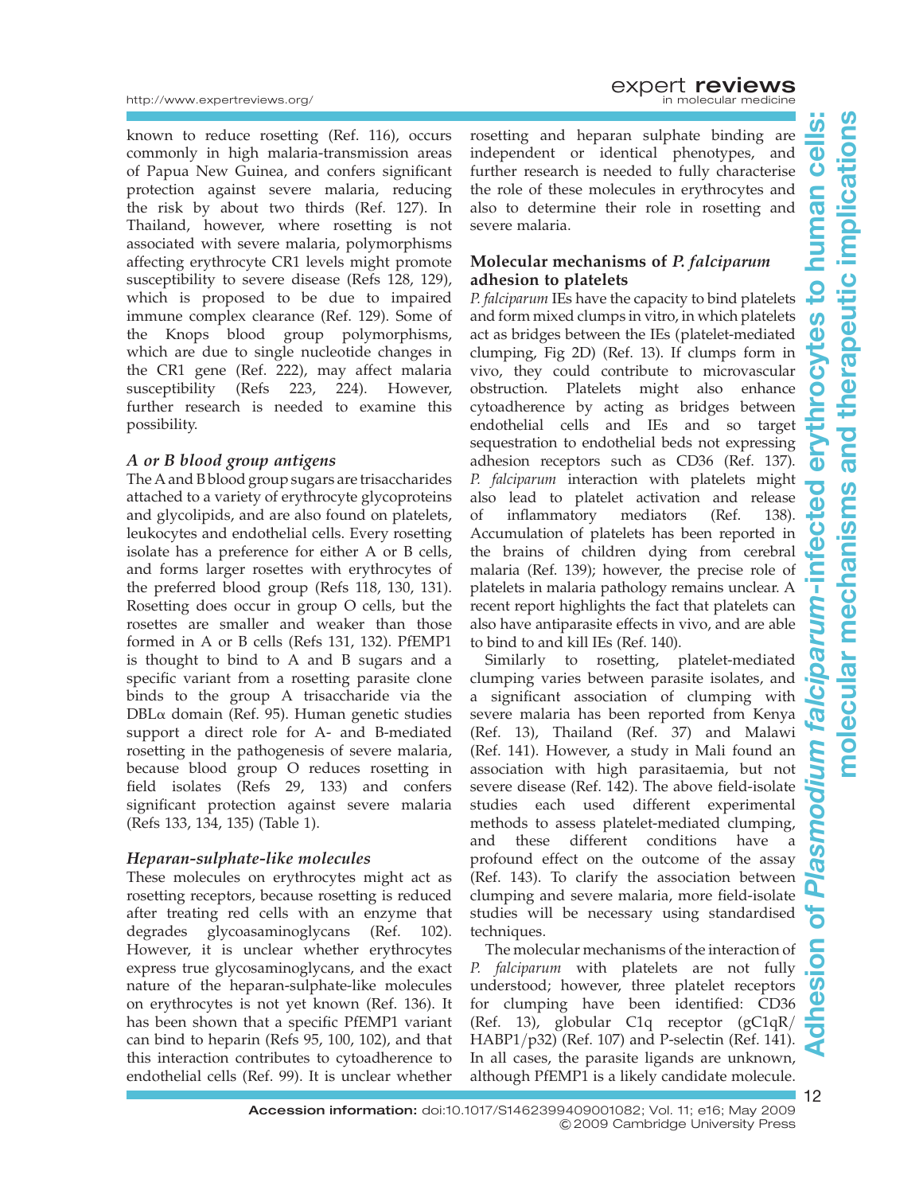known to reduce rosetting (Ref. 116), occurs commonly in high malaria-transmission areas of Papua New Guinea, and confers significant protection against severe malaria, reducing the risk by about two thirds (Ref. 127). In Thailand, however, where rosetting is not associated with severe malaria, polymorphisms affecting erythrocyte CR1 levels might promote susceptibility to severe disease (Refs 128, 129), which is proposed to be due to impaired immune complex clearance (Ref. 129). Some of the Knops blood group polymorphisms, which are due to single nucleotide changes in the CR1 gene (Ref. 222), may affect malaria susceptibility (Refs 223, 224). However, further research is needed to examine this possibility.

### *A or B blood group antigens*

The A and B blood group sugars are trisaccharides attached to a variety of erythrocyte glycoproteins and glycolipids, and are also found on platelets, leukocytes and endothelial cells. Every rosetting isolate has a preference for either A or B cells, and forms larger rosettes with erythrocytes of the preferred blood group (Refs 118, 130, 131). Rosetting does occur in group O cells, but the rosettes are smaller and weaker than those formed in A or B cells (Refs 131, 132). PfEMP1 is thought to bind to A and B sugars and a specific variant from a rosetting parasite clone binds to the group A trisaccharide via the DBLα domain (Ref. 95). Human genetic studies support a direct role for A- and B-mediated rosetting in the pathogenesis of severe malaria, because blood group O reduces rosetting in field isolates (Refs 29, 133) and confers significant protection against severe malaria (Refs 133, 134, 135) (Table 1).

### *Heparan-sulphate-like molecules*

These molecules on erythrocytes might act as rosetting receptors, because rosetting is reduced after treating red cells with an enzyme that degrades glycoasaminoglycans (Ref. 102). However, it is unclear whether erythrocytes express true glycosaminoglycans, and the exact nature of the heparan-sulphate-like molecules on erythrocytes is not yet known (Ref. 136). It has been shown that a specific PfEMP1 variant can bind to heparin (Refs 95, 100, 102), and that this interaction contributes to cytoadherence to endothelial cells (Ref. 99). It is unclear whether rosetting and heparan sulphate binding are independent or identical phenotypes, and further research is needed to fully characterise the role of these molecules in erythrocytes and also to determine their role in rosetting and severe malaria.

## Molecular mechanisms of *P. falciparum* adhesion to platelets

*P. falciparum* IEs have the capacity to bind platelets and form mixed clumps in vitro, in which platelets act as bridges between the IEs (platelet-mediated clumping, Fig 2D) (Ref. 13). If clumps form in vivo, they could contribute to microvascular obstruction. Platelets might also enhance cytoadherence by acting as bridges between endothelial cells and IEs and so target sequestration to endothelial beds not expressing adhesion receptors such as CD36 (Ref. 137). *P. falciparum* interaction with platelets might also lead to platelet activation and release of inflammatory mediators (Ref. 138). Accumulation of platelets has been reported in the brains of children dying from cerebral malaria (Ref. 139); however, the precise role of platelets in malaria pathology remains unclear. A recent report highlights the fact that platelets can also have antiparasite effects in vivo, and are able to bind to and kill IEs (Ref. 140).

Similarly to rosetting, platelet-mediated clumping varies between parasite isolates, and a significant association of clumping with severe malaria has been reported from Kenya (Ref. 13), Thailand (Ref. 37) and Malawi (Ref. 141). However, a study in Mali found an association with high parasitaemia, but not severe disease (Ref. 142). The above field-isolate studies each used different experimental methods to assess platelet-mediated clumping, and these different conditions have a profound effect on the outcome of the assay (Ref. 143). To clarify the association between clumping and severe malaria, more field-isolate studies will be necessary using standardised techniques.

The molecular mechanisms of the interaction of *P. falciparum* with platelets are not fully understood; however, three platelet receptors for clumping have been identified: CD36 (Ref. 13), globular C1q receptor (gC1qR/HABP1/p32) (Ref. 107) and P-selectin (Ref. 141). In all cases, the parasite ligands are unknown, although PfEMP1 is a likely candidate molecule.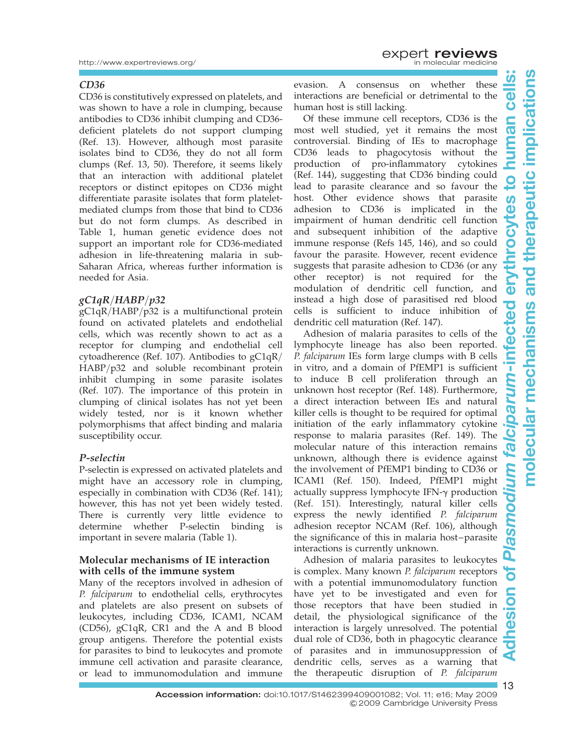### *CD36*

CD36 is constitutively expressed on platelets, and was shown to have a role in clumping, because antibodies to CD36 inhibit clumping and CD36-deficient platelets do not support clumping (Ref. 13). However, although most parasite isolates bind to CD36, they do not all form clumps (Ref. 13, 50). Therefore, it seems likely that an interaction with additional platelet receptors or distinct epitopes on CD36 might differentiate parasite isolates that form platelet-mediated clumps from those that bind to CD36 but do not form clumps. As described in Table 1, human genetic evidence does not support an important role for CD36-mediated adhesion in life-threatening malaria in sub-Saharan Africa, whereas further information is needed for Asia.

### *gC1qR/HABP/p32*

gC1qR/HABP/p32 is a multifunctional protein found on activated platelets and endothelial cells, which was recently shown to act as a receptor for clumping and endothelial cell cytoadherence (Ref. 107). Antibodies to gC1qR/HABP/p32 and soluble recombinant protein inhibit clumping in some parasite isolates (Ref. 107). The importance of this protein in clumping of clinical isolates has not yet been widely tested, nor is it known whether polymorphisms that affect binding and malaria susceptibility occur.

### *P-selectin*

P-selectin is expressed on activated platelets and might have an accessory role in clumping, especially in combination with CD36 (Ref. 141); however, this has not yet been widely tested. There is currently very little evidence to determine whether P-selectin binding is important in severe malaria (Table 1).

## Molecular mechanisms of IE interaction with cells of the immune system

Many of the receptors involved in adhesion of *P. falciparum* to endothelial cells, erythrocytes and platelets are also present on subsets of leukocytes, including CD36, ICAM1, NCAM (CD56), gC1qR, CR1 and the A and B blood group antigens. Therefore the potential exists for parasites to bind to leukocytes and promote immune cell activation and parasite clearance, or lead to immunomodulation and immune evasion. A consensus on whether these interactions are beneficial or detrimental to the human host is still lacking.

Of these immune cell receptors, CD36 is the most well studied, yet it remains the most controversial. Binding of IEs to macrophage CD36 leads to phagocytosis without the production of pro-inflammatory cytokines (Ref. 144), suggesting that CD36 binding could lead to parasite clearance and so favour the host. Other evidence shows that parasite adhesion to CD36 is implicated in the impairment of human dendritic cell function and subsequent inhibition of the adaptive immune response (Refs 145, 146), and so could favour the parasite. However, recent evidence suggests that parasite adhesion to CD36 (or any other receptor) is not required for the modulation of dendritic cell function, and instead a high dose of parasitised red blood cells is sufficient to induce inhibition of dendritic cell maturation (Ref. 147).

Adhesion of malaria parasites to cells of the lymphocyte lineage has also been reported. *P. falciparum* IEs form large clumps with B cells in vitro, and a domain of PfEMP1 is sufficient to induce B cell proliferation through an unknown host receptor (Ref. 148). Furthermore, a direct interaction between IEs and natural killer cells is thought to be required for optimal initiation of the early inflammatory cytokine response to malaria parasites (Ref. 149). The molecular nature of this interaction remains unknown, although there is evidence against the involvement of PfEMP1 binding to CD36 or ICAM1 (Ref. 150). Indeed, PfEMP1 might actually suppress lymphocyte IFN-γ production (Ref. 151). Interestingly, natural killer cells express the newly identified *P. falciparum* adhesion receptor NCAM (Ref. 106), although the significance of this in malaria host–parasite interactions is currently unknown.

Adhesion of malaria parasites to leukocytes is complex. Many known *P. falciparum* receptors with a potential immunomodulatory function have yet to be investigated and even for those receptors that have been studied in detail, the physiological significance of the interaction is largely unresolved. The potential dual role of CD36, both in phagocytic clearance of parasites and in immunosuppression of dendritic cells, serves as a warning that the therapeutic disruption of *P. falciparum*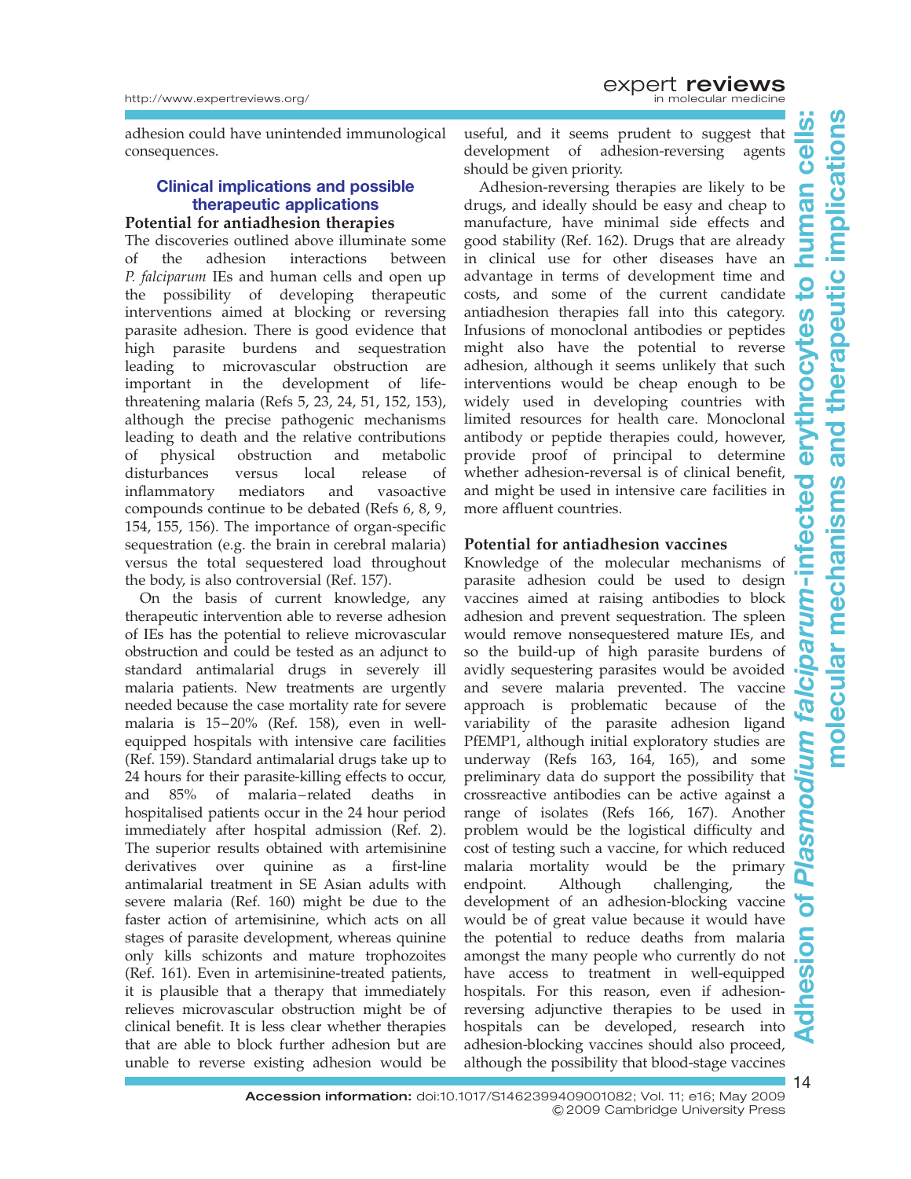adhesion could have unintended immunological consequences.

## Clinical implications and possible therapeutic applications

### Potential for antiadhesion therapies

The discoveries outlined above illuminate some of the adhesion interactions between *P. falciparum* IEs and human cells and open up the possibility of developing therapeutic interventions aimed at blocking or reversing parasite adhesion. There is good evidence that high parasite burdens and sequestration leading to microvascular obstruction are important in the development of life-threatening malaria (Refs 5, 23, 24, 51, 152, 153), although the precise pathogenic mechanisms leading to death and the relative contributions of physical obstruction and metabolic disturbances versus local release of inflammatory mediators and vasoactive compounds continue to be debated (Refs 6, 8, 9, 154, 155, 156). The importance of organ-specific sequestration (e.g. the brain in cerebral malaria) versus the total sequestered load throughout the body, is also controversial (Ref. 157).

On the basis of current knowledge, any therapeutic intervention able to reverse adhesion of IEs has the potential to relieve microvascular obstruction and could be tested as an adjunct to standard antimalarial drugs in severely ill malaria patients. New treatments are urgently needed because the case mortality rate for severe malaria is 15–20% (Ref. 158), even in well-equipped hospitals with intensive care facilities (Ref. 159). Standard antimalarial drugs take up to 24 hours for their parasite-killing effects to occur, and 85% of malaria–related deaths in hospitalised patients occur in the 24 hour period immediately after hospital admission (Ref. 2). The superior results obtained with artemisinine derivatives over quinine as a first-line antimalarial treatment in SE Asian adults with severe malaria (Ref. 160) might be due to the faster action of artemisinine, which acts on all stages of parasite development, whereas quinine only kills schizonts and mature trophozoites (Ref. 161). Even in artemisinine-treated patients, it is plausible that a therapy that immediately relieves microvascular obstruction might be of clinical benefit. It is less clear whether therapies that are able to block further adhesion but are unable to reverse existing adhesion would be useful, and it seems prudent to suggest that development of adhesion-reversing agents should be given priority.

Adhesion-reversing therapies are likely to be drugs, and ideally should be easy and cheap to manufacture, have minimal side effects and good stability (Ref. 162). Drugs that are already in clinical use for other diseases have an advantage in terms of development time and costs, and some of the current candidate antiadhesion therapies fall into this category. Infusions of monoclonal antibodies or peptides might also have the potential to reverse adhesion, although it seems unlikely that such interventions would be cheap enough to be widely used in developing countries with limited resources for health care. Monoclonal antibody or peptide therapies could, however, provide proof of principal to determine whether adhesion-reversal is of clinical benefit, and might be used in intensive care facilities in more affluent countries.

### Potential for antiadhesion vaccines

Knowledge of the molecular mechanisms of parasite adhesion could be used to design vaccines aimed at raising antibodies to block adhesion and prevent sequestration. The spleen would remove nonsequestered mature IEs, and so the build-up of high parasite burdens of avidly sequestering parasites would be avoided and severe malaria prevented. The vaccine approach is problematic because of the variability of the parasite adhesion ligand PfEMP1, although initial exploratory studies are underway (Refs 163, 164, 165), and some preliminary data do support the possibility that crossreactive antibodies can be active against a range of isolates (Refs 166, 167). Another problem would be the logistical difficulty and cost of testing such a vaccine, for which reduced malaria mortality would be the primary endpoint. Although challenging, the development of an adhesion-blocking vaccine would be of great value because it would have the potential to reduce deaths from malaria amongst the many people who currently do not have access to treatment in well-equipped hospitals. For this reason, even if adhesion-reversing adjunctive therapies to be used in hospitals can be developed, research into adhesion-blocking vaccines should also proceed, although the possibility that blood-stage vaccines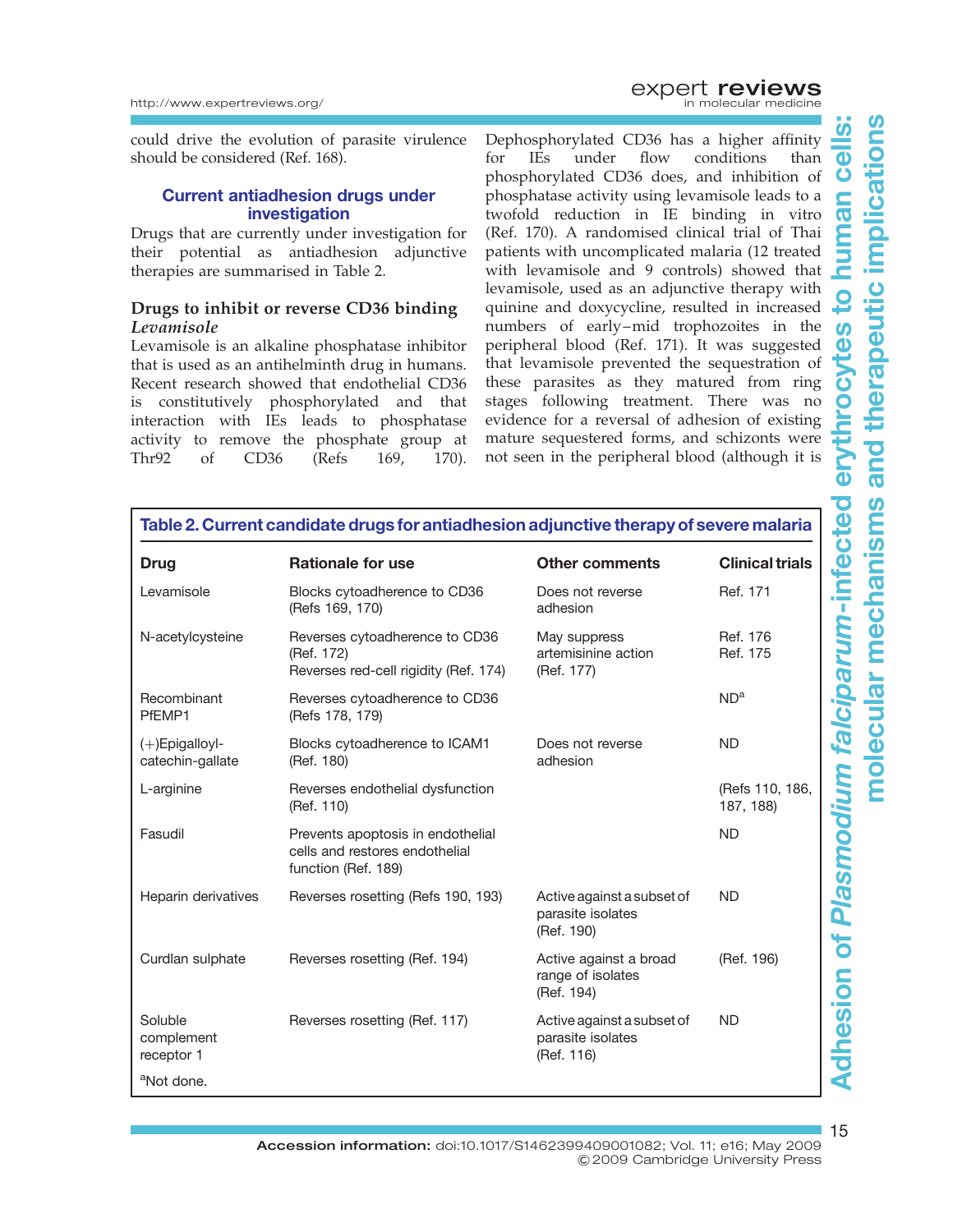could drive the evolution of parasite virulence should be considered (Ref. 168).

### Current antiadhesion drugs under investigation

Drugs that are currently under investigation for their potential as antiadhesion adjunctive therapies are summarised in Table 2.

### Drugs to inhibit or reverse CD36 binding

#### *Levamisole*

Levamisole is an alkaline phosphatase inhibitor that is used as an antihelminth drug in humans. Recent research showed that endothelial CD36 is constitutively phosphorylated and that interaction with IEs leads to phosphatase activity to remove the phosphate group at Thr92 of CD36 (Refs 169, 170). Dephosphorylated CD36 has a higher affinity for IEs under flow conditions than phosphorylated CD36 does, and inhibition of phosphatase activity using levamisole leads to a twofold reduction in IE binding in vitro (Ref. 170). A randomised clinical trial of Thai patients with uncomplicated malaria (12 treated with levamisole and 9 controls) showed that levamisole, used as an adjunctive therapy with quinine and doxycycline, resulted in increased numbers of early–mid trophozoites in the peripheral blood (Ref. 171). It was suggested that levamisole prevented the sequestration of these parasites as they matured from ring stages following treatment. There was no evidence for a reversal of adhesion of existing mature sequestered forms, and schizonts were not seen in the peripheral blood (although it is

**Table 2. Current candidate drugs for antiadhesion adjunctive therapy of severe malaria**

| Drug | Rationale for use | Other comments | Clinical trials |
|---|---|---|---|
| Levamisole | Blocks cytoadherence to CD36 (Refs 169, 170) | Does not reverse adhesion | Ref. 171 |
| N-acetylcysteine | Reverses cytoadherence to CD36 (Ref. 172)<br>Reverses red-cell rigidity (Ref. 174) | May suppress artemisinine action (Ref. 177) | Ref. 176<br>Ref. 175 |
| Recombinant PfEMP1 | Reverses cytoadherence to CD36 (Refs 178, 179) | | ND[a] |
| (+)Epigalloyl-catechin-gallate | Blocks cytoadherence to ICAM1 (Ref. 180) | Does not reverse adhesion | ND |
| L-arginine | Reverses endothelial dysfunction (Ref. 110) | | (Refs 110, 186, 187, 188) |
| Fasudil | Prevents apoptosis in endothelial cells and restores endothelial function (Ref. 189) | | ND |
| Heparin derivatives | Reverses rosetting (Refs 190, 193) | Active against a subset of parasite isolates (Ref. 190) | ND |
| Curdlan sulphate | Reverses rosetting (Ref. 194) | Active against a broad range of isolates (Ref. 194) | (Ref. 196) |
| Soluble complement receptor 1 | Reverses rosetting (Ref. 117) | Active against a subset of parasite isolates (Ref. 116) | ND |

[a]Not done.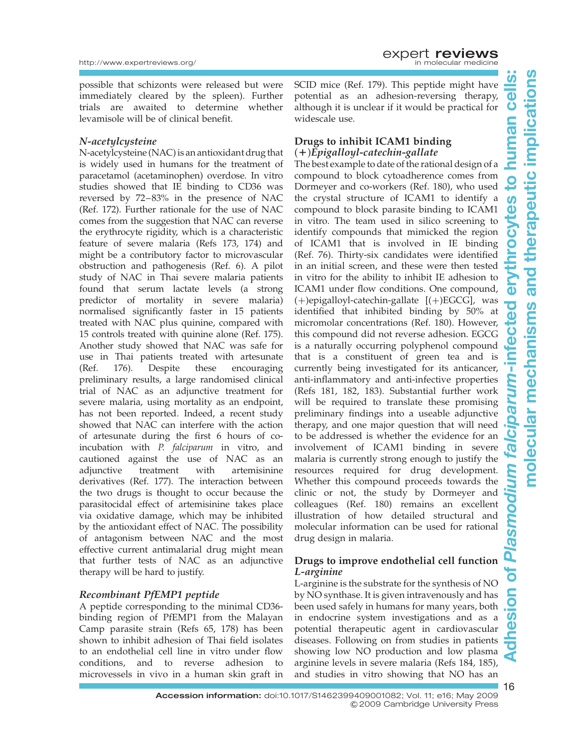possible that schizonts were released but were immediately cleared by the spleen). Further trials are awaited to determine whether levamisole will be of clinical benefit.

### *N-acetylcysteine*

N-acetylcysteine (NAC) is an antioxidant drug that is widely used in humans for the treatment of paracetamol (acetaminophen) overdose. In vitro studies showed that IE binding to CD36 was reversed by 72–83% in the presence of NAC (Ref. 172). Further rationale for the use of NAC comes from the suggestion that NAC can reverse the erythrocyte rigidity, which is a characteristic feature of severe malaria (Refs 173, 174) and might be a contributory factor to microvascular obstruction and pathogenesis (Ref. 6). A pilot study of NAC in Thai severe malaria patients found that serum lactate levels (a strong predictor of mortality in severe malaria) normalised significantly faster in 15 patients treated with NAC plus quinine, compared with 15 controls treated with quinine alone (Ref. 175). Another study showed that NAC was safe for use in Thai patients treated with artesunate (Ref. 176). Despite these encouraging preliminary results, a large randomised clinical trial of NAC as an adjunctive treatment for severe malaria, using mortality as an endpoint, has not been reported. Indeed, a recent study showed that NAC can interfere with the action of artesunate during the first 6 hours of co-incubation with *P. falciparum* in vitro, and cautioned against the use of NAC as an adjunctive treatment with artemisinine derivatives (Ref. 177). The interaction between the two drugs is thought to occur because the parasitocidal effect of artemisinine takes place via oxidative damage, which may be inhibited by the antioxidant effect of NAC. The possibility of antagonism between NAC and the most effective current antimalarial drug might mean that further tests of NAC as an adjunctive therapy will be hard to justify.

### *Recombinant PfEMP1 peptide*

A peptide corresponding to the minimal CD36-binding region of PfEMP1 from the Malayan Camp parasite strain (Refs 65, 178) has been shown to inhibit adhesion of Thai field isolates to an endothelial cell line in vitro under flow conditions, and to reverse adhesion to microvessels in vivo in a human skin graft in SCID mice (Ref. 179). This peptide might have potential as an adhesion-reversing therapy, although it is unclear if it would be practical for widescale use.

## Drugs to inhibit ICAM1 binding

### (+)*Epigalloyl-catechin-gallate*

The best example to date of the rational design of a compound to block cytoadherence comes from Dormeyer and co-workers (Ref. 180), who used the crystal structure of ICAM1 to identify a compound to block parasite binding to ICAM1 in vitro. The team used in silico screening to identify compounds that mimicked the region of ICAM1 that is involved in IE binding (Ref. 76). Thirty-six candidates were identified in an initial screen, and these were then tested in vitro for the ability to inhibit IE adhesion to ICAM1 under flow conditions. One compound, (+)epigalloyl-catechin-gallate [(+)EGCG], was identified that inhibited binding by 50% at micromolar concentrations (Ref. 180). However, this compound did not reverse adhesion. EGCG is a naturally occurring polyphenol compound that is a constituent of green tea and is currently being investigated for its anticancer, anti-inflammatory and anti-infective properties (Refs 181, 182, 183). Substantial further work will be required to translate these promising preliminary findings into a useable adjunctive therapy, and one major question that will need to be addressed is whether the evidence for an involvement of ICAM1 binding in severe malaria is currently strong enough to justify the resources required for drug development. Whether this compound proceeds towards the clinic or not, the study by Dormeyer and colleagues (Ref. 180) remains an excellent illustration of how detailed structural and molecular information can be used for rational drug design in malaria.

## Drugs to improve endothelial cell function

### *L-arginine*

L-arginine is the substrate for the synthesis of NO by NO synthase. It is given intravenously and has been used safely in humans for many years, both in endocrine system investigations and as a potential therapeutic agent in cardiovascular diseases. Following on from studies in patients showing low NO production and low plasma arginine levels in severe malaria (Refs 184, 185), and studies in vitro showing that NO has an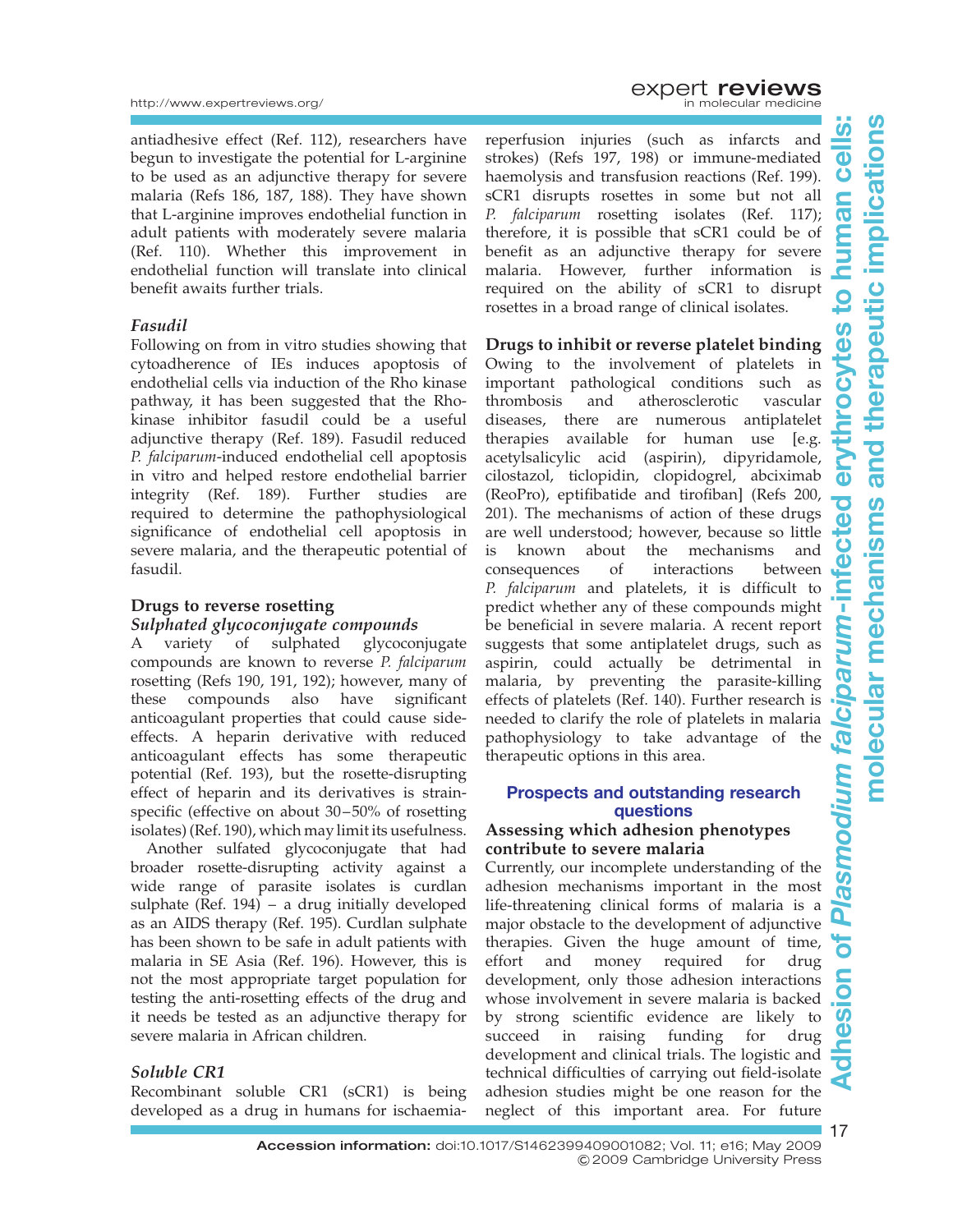antiadhesive effect (Ref. 112), researchers have begun to investigate the potential for L-arginine to be used as an adjunctive therapy for severe malaria (Refs 186, 187, 188). They have shown that L-arginine improves endothelial function in adult patients with moderately severe malaria (Ref. 110). Whether this improvement in endothelial function will translate into clinical benefit awaits further trials.

#### *Fasudil*

Following on from in vitro studies showing that cytoadherence of IEs induces apoptosis of endothelial cells via induction of the Rho kinase pathway, it has been suggested that the Rho-kinase inhibitor fasudil could be a useful adjunctive therapy (Ref. 189). Fasudil reduced *P. falciparum*-induced endothelial cell apoptosis in vitro and helped restore endothelial barrier integrity (Ref. 189). Further studies are required to determine the pathophysiological significance of endothelial cell apoptosis in severe malaria, and the therapeutic potential of fasudil.

### Drugs to reverse rosetting

#### *Sulphated glycoconjugate compounds*

A variety of sulphated glycoconjugate compounds are known to reverse *P. falciparum* rosetting (Refs 190, 191, 192); however, many of these compounds also have significant anticoagulant properties that could cause side-effects. A heparin derivative with reduced anticoagulant effects has some therapeutic potential (Ref. 193), but the rosette-disrupting effect of heparin and its derivatives is strain-specific (effective on about 30–50% of rosetting isolates) (Ref. 190), which may limit its usefulness.

Another sulfated glycoconjugate that had broader rosette-disrupting activity against a wide range of parasite isolates is curdlan sulphate (Ref. 194) – a drug initially developed as an AIDS therapy (Ref. 195). Curdlan sulphate has been shown to be safe in adult patients with malaria in SE Asia (Ref. 196). However, this is not the most appropriate target population for testing the anti-rosetting effects of the drug and it needs be tested as an adjunctive therapy for severe malaria in African children.

#### *Soluble CR1*

Recombinant soluble CR1 (sCR1) is being developed as a drug in humans for ischaemia-reperfusion injuries (such as infarcts and strokes) (Refs 197, 198) or immune-mediated haemolysis and transfusion reactions (Ref. 199). sCR1 disrupts rosettes in some but not all *P. falciparum* rosetting isolates (Ref. 117); therefore, it is possible that sCR1 could be of benefit as an adjunctive therapy for severe malaria. However, further information is required on the ability of sCR1 to disrupt rosettes in a broad range of clinical isolates.

### Drugs to inhibit or reverse platelet binding

Owing to the involvement of platelets in important pathological conditions such as thrombosis and atherosclerotic vascular diseases, there are numerous antiplatelet therapies available for human use [e.g. acetylsalicylic acid (aspirin), dipyridamole, cilostazol, ticlopidin, clopidogrel, abciximab (ReoPro), eptifibatide and tirofiban] (Refs 200, 201). The mechanisms of action of these drugs are well understood; however, because so little is known about the mechanisms and consequences of interactions between *P. falciparum* and platelets, it is difficult to predict whether any of these compounds might be beneficial in severe malaria. A recent report suggests that some antiplatelet drugs, such as aspirin, could actually be detrimental in malaria, by preventing the parasite-killing effects of platelets (Ref. 140). Further research is needed to clarify the role of platelets in malaria pathophysiology to take advantage of the therapeutic options in this area.

## Prospects and outstanding research questions

### Assessing which adhesion phenotypes contribute to severe malaria

Currently, our incomplete understanding of the adhesion mechanisms important in the most life-threatening clinical forms of malaria is a major obstacle to the development of adjunctive therapies. Given the huge amount of time, effort and money required for drug development, only those adhesion interactions whose involvement in severe malaria is backed by strong scientific evidence are likely to succeed in raising funding for drug development and clinical trials. The logistic and technical difficulties of carrying out field-isolate adhesion studies might be one reason for the neglect of this important area. For future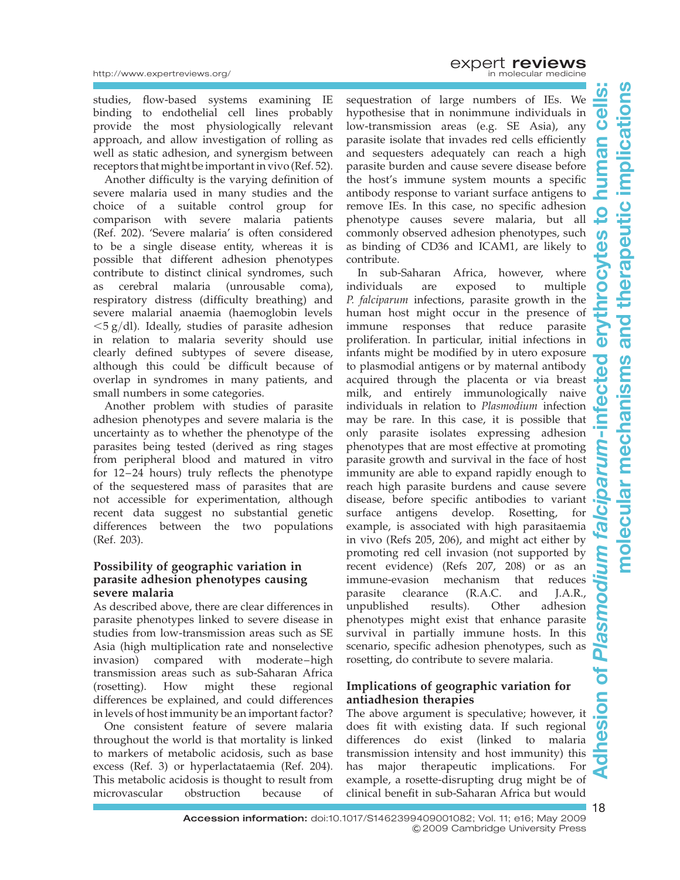studies, flow-based systems examining IE binding to endothelial cell lines probably provide the most physiologically relevant approach, and allow investigation of rolling as well as static adhesion, and synergism between receptors that might be important in vivo (Ref. 52).

Another difficulty is the varying definition of severe malaria used in many studies and the choice of a suitable control group for comparison with severe malaria patients (Ref. 202). 'Severe malaria' is often considered to be a single disease entity, whereas it is possible that different adhesion phenotypes contribute to distinct clinical syndromes, such as cerebral malaria (unrousable coma), respiratory distress (difficulty breathing) and severe malarial anaemia (haemoglobin levels <5 g/dl). Ideally, studies of parasite adhesion in relation to malaria severity should use clearly defined subtypes of severe disease, although this could be difficult because of overlap in syndromes in many patients, and small numbers in some categories.

Another problem with studies of parasite adhesion phenotypes and severe malaria is the uncertainty as to whether the phenotype of the parasites being tested (derived as ring stages from peripheral blood and matured in vitro for 12–24 hours) truly reflects the phenotype of the sequestered mass of parasites that are not accessible for experimentation, although recent data suggest no substantial genetic differences between the two populations (Ref. 203).

### Possibility of geographic variation in parasite adhesion phenotypes causing severe malaria

As described above, there are clear differences in parasite phenotypes linked to severe disease in studies from low-transmission areas such as SE Asia (high multiplication rate and nonselective invasion) compared with moderate–high transmission areas such as sub-Saharan Africa (rosetting). How might these regional differences be explained, and could differences in levels of host immunity be an important factor?

One consistent feature of severe malaria throughout the world is that mortality is linked to markers of metabolic acidosis, such as base excess (Ref. 3) or hyperlactataemia (Ref. 204). This metabolic acidosis is thought to result from microvascular obstruction because of sequestration of large numbers of IEs. We hypothesise that in nonimmune individuals in low-transmission areas (e.g. SE Asia), any parasite isolate that invades red cells efficiently and sequesters adequately can reach a high parasite burden and cause severe disease before the host's immune system mounts a specific antibody response to variant surface antigens to remove IEs. In this case, no specific adhesion phenotype causes severe malaria, but all commonly observed adhesion phenotypes, such as binding of CD36 and ICAM1, are likely to contribute.

In sub-Saharan Africa, however, where individuals are exposed to multiple *P. falciparum* infections, parasite growth in the human host might occur in the presence of immune responses that reduce parasite proliferation. In particular, initial infections in infants might be modified by in utero exposure to plasmodial antigens or by maternal antibody acquired through the placenta or via breast milk, and entirely immunologically naive individuals in relation to *Plasmodium* infection may be rare. In this case, it is possible that only parasite isolates expressing adhesion phenotypes that are most effective at promoting parasite growth and survival in the face of host immunity are able to expand rapidly enough to reach high parasite burdens and cause severe disease, before specific antibodies to variant surface antigens develop. Rosetting, for example, is associated with high parasitaemia in vivo (Refs 205, 206), and might act either by promoting red cell invasion (not supported by recent evidence) (Refs 207, 208) or as an immune-evasion mechanism that reduces parasite clearance (R.A.C. and J.A.R., unpublished results). Other adhesion phenotypes might exist that enhance parasite survival in partially immune hosts. In this scenario, specific adhesion phenotypes, such as rosetting, do contribute to severe malaria.

### Implications of geographic variation for antiadhesion therapies

The above argument is speculative; however, it does fit with existing data. If such regional differences do exist (linked to malaria transmission intensity and host immunity) this has major therapeutic implications. For example, a rosette-disrupting drug might be of clinical benefit in sub-Saharan Africa but would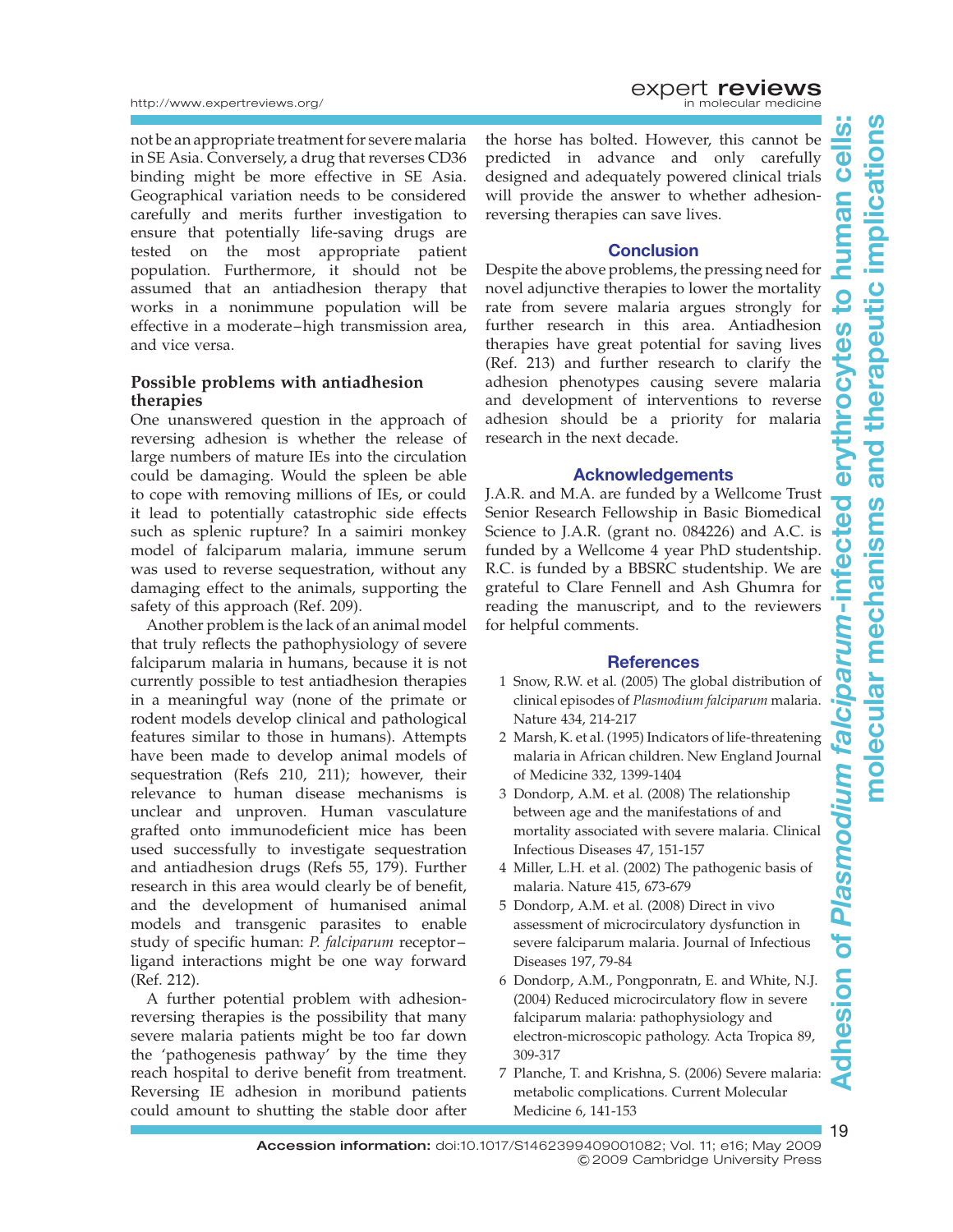not be an appropriate treatment for severe malaria in SE Asia. Conversely, a drug that reverses CD36 binding might be more effective in SE Asia. Geographical variation needs to be considered carefully and merits further investigation to ensure that potentially life-saving drugs are tested on the most appropriate patient population. Furthermore, it should not be assumed that an antiadhesion therapy that works in a nonimmune population will be effective in a moderate–high transmission area, and vice versa.

### Possible problems with antiadhesion therapies

One unanswered question in the approach of reversing adhesion is whether the release of large numbers of mature IEs into the circulation could be damaging. Would the spleen be able to cope with removing millions of IEs, or could it lead to potentially catastrophic side effects such as splenic rupture? In a saimiri monkey model of falciparum malaria, immune serum was used to reverse sequestration, without any damaging effect to the animals, supporting the safety of this approach (Ref. 209).

Another problem is the lack of an animal model that truly reflects the pathophysiology of severe falciparum malaria in humans, because it is not currently possible to test antiadhesion therapies in a meaningful way (none of the primate or rodent models develop clinical and pathological features similar to those in humans). Attempts have been made to develop animal models of sequestration (Refs 210, 211); however, their relevance to human disease mechanisms is unclear and unproven. Human vasculature grafted onto immunodeficient mice has been used successfully to investigate sequestration and antiadhesion drugs (Refs 55, 179). Further research in this area would clearly be of benefit, and the development of humanised animal models and transgenic parasites to enable study of specific human: *P. falciparum* receptor–ligand interactions might be one way forward (Ref. 212).

A further potential problem with adhesion-reversing therapies is the possibility that many severe malaria patients might be too far down the 'pathogenesis pathway' by the time they reach hospital to derive benefit from treatment. Reversing IE adhesion in moribund patients could amount to shutting the stable door after the horse has bolted. However, this cannot be predicted in advance and only carefully designed and adequately powered clinical trials will provide the answer to whether adhesion-reversing therapies can save lives.

## Conclusion

Despite the above problems, the pressing need for novel adjunctive therapies to lower the mortality rate from severe malaria argues strongly for further research in this area. Antiadhesion therapies have great potential for saving lives (Ref. 213) and further research to clarify the adhesion phenotypes causing severe malaria and development of interventions to reverse adhesion should be a priority for malaria research in the next decade.

## Acknowledgements

J.A.R. and M.A. are funded by a Wellcome Trust Senior Research Fellowship in Basic Biomedical Science to J.A.R. (grant no. 084226) and A.C. is funded by a Wellcome 4 year PhD studentship. R.C. is funded by a BBSRC studentship. We are grateful to Clare Fennell and Ash Ghumra for reading the manuscript, and to the reviewers for helpful comments.

## References

1 Snow, R.W. et al. (2005) The global distribution of clinical episodes of *Plasmodium falciparum* malaria. Nature 434, 214-217

2 Marsh, K. et al. (1995) Indicators of life-threatening malaria in African children. New England Journal of Medicine 332, 1399-1404

3 Dondorp, A.M. et al. (2008) The relationship between age and the manifestations of and mortality associated with severe malaria. Clinical Infectious Diseases 47, 151-157

4 Miller, L.H. et al. (2002) The pathogenic basis of malaria. Nature 415, 673-679

5 Dondorp, A.M. et al. (2008) Direct in vivo assessment of microcirculatory dysfunction in severe falciparum malaria. Journal of Infectious Diseases 197, 79-84

6 Dondorp, A.M., Pongponratn, E. and White, N.J. (2004) Reduced microcirculatory flow in severe falciparum malaria: pathophysiology and electron-microscopic pathology. Acta Tropica 89, 309-317

7 Planche, T. and Krishna, S. (2006) Severe malaria: metabolic complications. Current Molecular Medicine 6, 141-153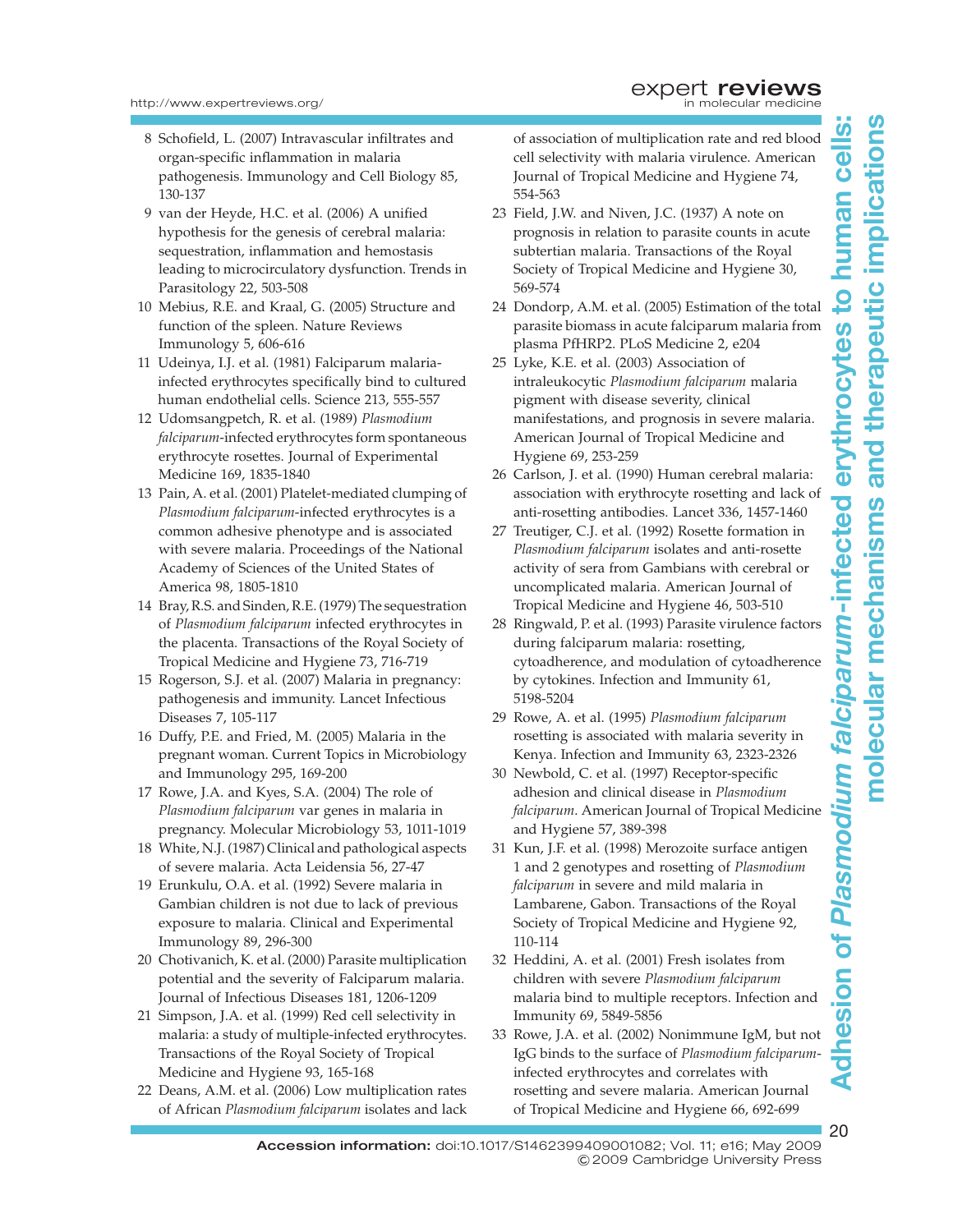8 Schofield, L. (2007) Intravascular infiltrates and organ-specific inflammation in malaria pathogenesis. Immunology and Cell Biology 85, 130-137

9 van der Heyde, H.C. et al. (2006) A unified hypothesis for the genesis of cerebral malaria: sequestration, inflammation and hemostasis leading to microcirculatory dysfunction. Trends in Parasitology 22, 503-508

10 Mebius, R.E. and Kraal, G. (2005) Structure and function of the spleen. Nature Reviews Immunology 5, 606-616

11 Udeinya, I.J. et al. (1981) Falciparum malaria-infected erythrocytes specifically bind to cultured human endothelial cells. Science 213, 555-557

12 Udomsangpetch, R. et al. (1989) *Plasmodium falciparum*-infected erythrocytes form spontaneous erythrocyte rosettes. Journal of Experimental Medicine 169, 1835-1840

13 Pain, A. et al. (2001) Platelet-mediated clumping of *Plasmodium falciparum*-infected erythrocytes is a common adhesive phenotype and is associated with severe malaria. Proceedings of the National Academy of Sciences of the United States of America 98, 1805-1810

14 Bray, R.S. and Sinden, R.E. (1979) The sequestration of *Plasmodium falciparum* infected erythrocytes in the placenta. Transactions of the Royal Society of Tropical Medicine and Hygiene 73, 716-719

15 Rogerson, S.J. et al. (2007) Malaria in pregnancy: pathogenesis and immunity. Lancet Infectious Diseases 7, 105-117

16 Duffy, P.E. and Fried, M. (2005) Malaria in the pregnant woman. Current Topics in Microbiology and Immunology 295, 169-200

17 Rowe, J.A. and Kyes, S.A. (2004) The role of *Plasmodium falciparum* var genes in malaria in pregnancy. Molecular Microbiology 53, 1011-1019

18 White, N.J. (1987) Clinical and pathological aspects of severe malaria. Acta Leidensia 56, 27-47

19 Erunkulu, O.A. et al. (1992) Severe malaria in Gambian children is not due to lack of previous exposure to malaria. Clinical and Experimental Immunology 89, 296-300

20 Chotivanich, K. et al. (2000) Parasite multiplication potential and the severity of Falciparum malaria. Journal of Infectious Diseases 181, 1206-1209

21 Simpson, J.A. et al. (1999) Red cell selectivity in malaria: a study of multiple-infected erythrocytes. Transactions of the Royal Society of Tropical Medicine and Hygiene 93, 165-168

22 Deans, A.M. et al. (2006) Low multiplication rates of African *Plasmodium falciparum* isolates and lack of association of multiplication rate and red blood cell selectivity with malaria virulence. American Journal of Tropical Medicine and Hygiene 74, 554-563

23 Field, J.W. and Niven, J.C. (1937) A note on prognosis in relation to parasite counts in acute subtertian malaria. Transactions of the Royal Society of Tropical Medicine and Hygiene 30, 569-574

24 Dondorp, A.M. et al. (2005) Estimation of the total parasite biomass in acute falciparum malaria from plasma PfHRP2. PLoS Medicine 2, e204

25 Lyke, K.E. et al. (2003) Association of intraleukocytic *Plasmodium falciparum* malaria pigment with disease severity, clinical manifestations, and prognosis in severe malaria. American Journal of Tropical Medicine and Hygiene 69, 253-259

26 Carlson, J. et al. (1990) Human cerebral malaria: association with erythrocyte rosetting and lack of anti-rosetting antibodies. Lancet 336, 1457-1460

27 Treutiger, C.J. et al. (1992) Rosette formation in *Plasmodium falciparum* isolates and anti-rosette activity of sera from Gambians with cerebral or uncomplicated malaria. American Journal of Tropical Medicine and Hygiene 46, 503-510

28 Ringwald, P. et al. (1993) Parasite virulence factors during falciparum malaria: rosetting, cytoadherence, and modulation of cytoadherence by cytokines. Infection and Immunity 61, 5198-5204

29 Rowe, A. et al. (1995) *Plasmodium falciparum* rosetting is associated with malaria severity in Kenya. Infection and Immunity 63, 2323-2326

30 Newbold, C. et al. (1997) Receptor-specific adhesion and clinical disease in *Plasmodium falciparum*. American Journal of Tropical Medicine and Hygiene 57, 389-398

31 Kun, J.F. et al. (1998) Merozoite surface antigen 1 and 2 genotypes and rosetting of *Plasmodium falciparum* in severe and mild malaria in Lambarene, Gabon. Transactions of the Royal Society of Tropical Medicine and Hygiene 92, 110-114

32 Heddini, A. et al. (2001) Fresh isolates from children with severe *Plasmodium falciparum* malaria bind to multiple receptors. Infection and Immunity 69, 5849-5856

33 Rowe, J.A. et al. (2002) Nonimmune IgM, but not IgG binds to the surface of *Plasmodium falciparum*-infected erythrocytes and correlates with rosetting and severe malaria. American Journal of Tropical Medicine and Hygiene 66, 692-699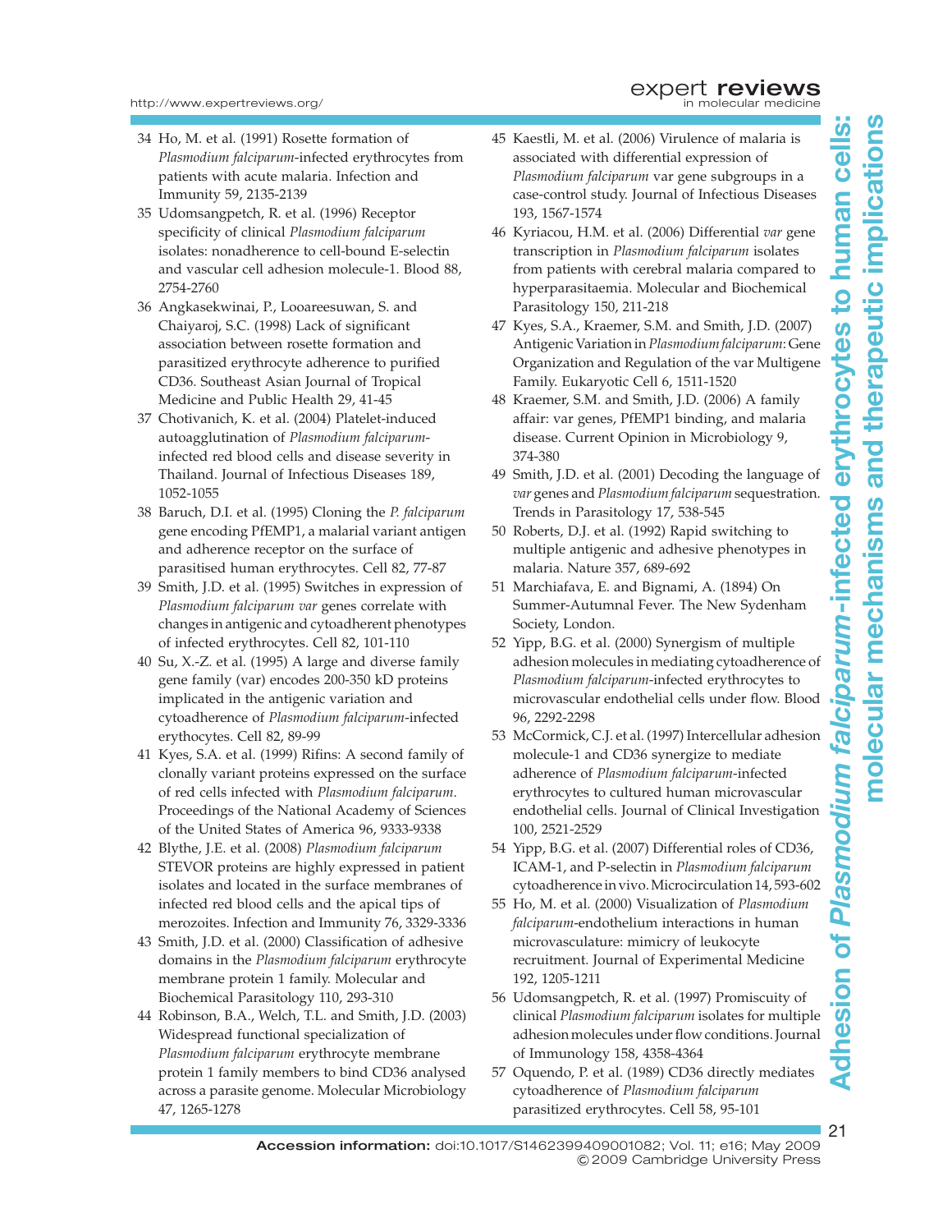34 Ho, M. et al. (1991) Rosette formation of *Plasmodium falciparum*-infected erythrocytes from patients with acute malaria. Infection and Immunity 59, 2135-2139

35 Udomsangpetch, R. et al. (1996) Receptor specificity of clinical *Plasmodium falciparum* isolates: nonadherence to cell-bound E-selectin and vascular cell adhesion molecule-1. Blood 88, 2754-2760

36 Angkasekwinai, P., Looareesuwan, S. and Chaiyaroj, S.C. (1998) Lack of significant association between rosette formation and parasitized erythrocyte adherence to purified CD36. Southeast Asian Journal of Tropical Medicine and Public Health 29, 41-45

37 Chotivanich, K. et al. (2004) Platelet-induced autoagglutination of *Plasmodium falciparum*-infected red blood cells and disease severity in Thailand. Journal of Infectious Diseases 189, 1052-1055

38 Baruch, D.I. et al. (1995) Cloning the *P. falciparum* gene encoding PfEMP1, a malarial variant antigen and adherence receptor on the surface of parasitised human erythrocytes. Cell 82, 77-87

39 Smith, J.D. et al. (1995) Switches in expression of *Plasmodium falciparum var* genes correlate with changes in antigenic and cytoadherent phenotypes of infected erythrocytes. Cell 82, 101-110

40 Su, X.-Z. et al. (1995) A large and diverse family gene family (var) encodes 200-350 kD proteins implicated in the antigenic variation and cytoadherence of *Plasmodium falciparum*-infected erythocytes. Cell 82, 89-99

41 Kyes, S.A. et al. (1999) Rifins: A second family of clonally variant proteins expressed on the surface of red cells infected with *Plasmodium falciparum*. Proceedings of the National Academy of Sciences of the United States of America 96, 9333-9338

42 Blythe, J.E. et al. (2008) *Plasmodium falciparum* STEVOR proteins are highly expressed in patient isolates and located in the surface membranes of infected red blood cells and the apical tips of merozoites. Infection and Immunity 76, 3329-3336

43 Smith, J.D. et al. (2000) Classification of adhesive domains in the *Plasmodium falciparum* erythrocyte membrane protein 1 family. Molecular and Biochemical Parasitology 110, 293-310

44 Robinson, B.A., Welch, T.L. and Smith, J.D. (2003) Widespread functional specialization of *Plasmodium falciparum* erythrocyte membrane protein 1 family members to bind CD36 analysed across a parasite genome. Molecular Microbiology 47, 1265-1278

45 Kaestli, M. et al. (2006) Virulence of malaria is associated with differential expression of *Plasmodium falciparum* var gene subgroups in a case-control study. Journal of Infectious Diseases 193, 1567-1574

46 Kyriacou, H.M. et al. (2006) Differential *var* gene transcription in *Plasmodium falciparum* isolates from patients with cerebral malaria compared to hyperparasitaemia. Molecular and Biochemical Parasitology 150, 211-218

47 Kyes, S.A., Kraemer, S.M. and Smith, J.D. (2007) Antigenic Variation in *Plasmodium falciparum*: Gene Organization and Regulation of the var Multigene Family. Eukaryotic Cell 6, 1511-1520

48 Kraemer, S.M. and Smith, J.D. (2006) A family affair: var genes, PfEMP1 binding, and malaria disease. Current Opinion in Microbiology 9, 374-380

49 Smith, J.D. et al. (2001) Decoding the language of *var* genes and *Plasmodium falciparum* sequestration. Trends in Parasitology 17, 538-545

50 Roberts, D.J. et al. (1992) Rapid switching to multiple antigenic and adhesive phenotypes in malaria. Nature 357, 689-692

51 Marchiafava, E. and Bignami, A. (1894) On Summer-Autumnal Fever. The New Sydenham Society, London.

52 Yipp, B.G. et al. (2000) Synergism of multiple adhesion molecules in mediating cytoadherence of *Plasmodium falciparum*-infected erythrocytes to microvascular endothelial cells under flow. Blood 96, 2292-2298

53 McCormick, C.J. et al. (1997) Intercellular adhesion molecule-1 and CD36 synergize to mediate adherence of *Plasmodium falciparum*-infected erythrocytes to cultured human microvascular endothelial cells. Journal of Clinical Investigation 100, 2521-2529

54 Yipp, B.G. et al. (2007) Differential roles of CD36, ICAM-1, and P-selectin in *Plasmodium falciparum* cytoadherence in vivo. Microcirculation 14, 593-602

55 Ho, M. et al. (2000) Visualization of *Plasmodium falciparum*-endothelium interactions in human microvasculature: mimicry of leukocyte recruitment. Journal of Experimental Medicine 192, 1205-1211

56 Udomsangpetch, R. et al. (1997) Promiscuity of clinical *Plasmodium falciparum* isolates for multiple adhesion molecules under flow conditions. Journal of Immunology 158, 4358-4364

57 Oquendo, P. et al. (1989) CD36 directly mediates cytoadherence of *Plasmodium falciparum* parasitized erythrocytes. Cell 58, 95-101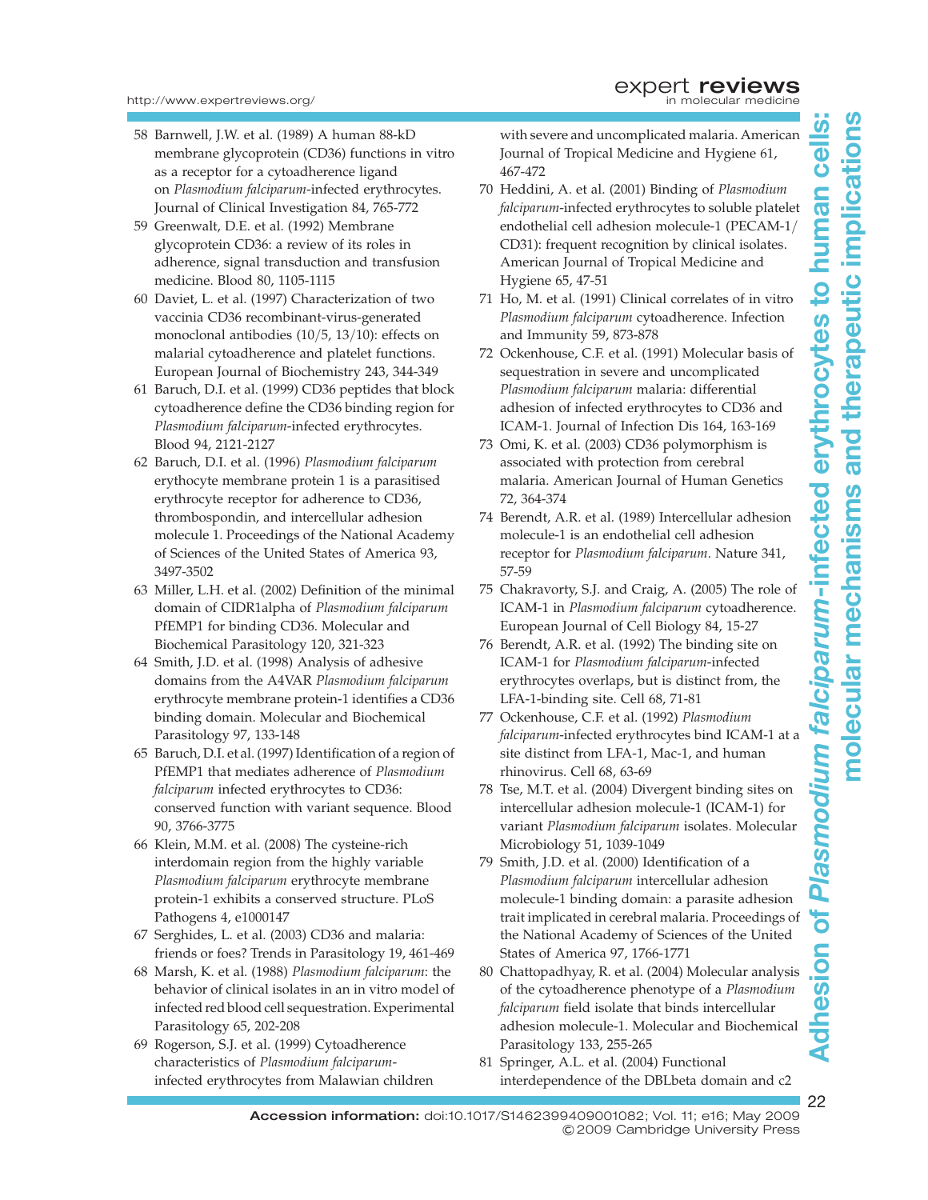58 Barnwell, J.W. et al. (1989) A human 88-kD membrane glycoprotein (CD36) functions in vitro as a receptor for a cytoadherence ligand on *Plasmodium falciparum*-infected erythrocytes. Journal of Clinical Investigation 84, 765-772

59 Greenwalt, D.E. et al. (1992) Membrane glycoprotein CD36: a review of its roles in adherence, signal transduction and transfusion medicine. Blood 80, 1105-1115

60 Daviet, L. et al. (1997) Characterization of two vaccinia CD36 recombinant-virus-generated monoclonal antibodies (10/5, 13/10): effects on malarial cytoadherence and platelet functions. European Journal of Biochemistry 243, 344-349

61 Baruch, D.I. et al. (1999) CD36 peptides that block cytoadherence define the CD36 binding region for *Plasmodium falciparum*-infected erythrocytes. Blood 94, 2121-2127

62 Baruch, D.I. et al. (1996) *Plasmodium falciparum* erythocyte membrane protein 1 is a parasitised erythrocyte receptor for adherence to CD36, thrombospondin, and intercellular adhesion molecule 1. Proceedings of the National Academy of Sciences of the United States of America 93, 3497-3502

63 Miller, L.H. et al. (2002) Definition of the minimal domain of CIDR1alpha of *Plasmodium falciparum* PfEMP1 for binding CD36. Molecular and Biochemical Parasitology 120, 321-323

64 Smith, J.D. et al. (1998) Analysis of adhesive domains from the A4VAR *Plasmodium falciparum* erythrocyte membrane protein-1 identifies a CD36 binding domain. Molecular and Biochemical Parasitology 97, 133-148

65 Baruch, D.I. et al. (1997) Identification of a region of PfEMP1 that mediates adherence of *Plasmodium falciparum* infected erythrocytes to CD36: conserved function with variant sequence. Blood 90, 3766-3775

66 Klein, M.M. et al. (2008) The cysteine-rich interdomain region from the highly variable *Plasmodium falciparum* erythrocyte membrane protein-1 exhibits a conserved structure. PLoS Pathogens 4, e1000147

67 Serghides, L. et al. (2003) CD36 and malaria: friends or foes? Trends in Parasitology 19, 461-469

68 Marsh, K. et al. (1988) *Plasmodium falciparum*: the behavior of clinical isolates in an in vitro model of infected red blood cell sequestration. Experimental Parasitology 65, 202-208

69 Rogerson, S.J. et al. (1999) Cytoadherence characteristics of *Plasmodium falciparum*-infected erythrocytes from Malawian children with severe and uncomplicated malaria. American Journal of Tropical Medicine and Hygiene 61, 467-472

70 Heddini, A. et al. (2001) Binding of *Plasmodium falciparum*-infected erythrocytes to soluble platelet endothelial cell adhesion molecule-1 (PECAM-1/CD31): frequent recognition by clinical isolates. American Journal of Tropical Medicine and Hygiene 65, 47-51

71 Ho, M. et al. (1991) Clinical correlates of in vitro *Plasmodium falciparum* cytoadherence. Infection and Immunity 59, 873-878

72 Ockenhouse, C.F. et al. (1991) Molecular basis of sequestration in severe and uncomplicated *Plasmodium falciparum* malaria: differential adhesion of infected erythrocytes to CD36 and ICAM-1. Journal of Infection Dis 164, 163-169

73 Omi, K. et al. (2003) CD36 polymorphism is associated with protection from cerebral malaria. American Journal of Human Genetics 72, 364-374

74 Berendt, A.R. et al. (1989) Intercellular adhesion molecule-1 is an endothelial cell adhesion receptor for *Plasmodium falciparum*. Nature 341, 57-59

75 Chakravorty, S.J. and Craig, A. (2005) The role of ICAM-1 in *Plasmodium falciparum* cytoadherence. European Journal of Cell Biology 84, 15-27

76 Berendt, A.R. et al. (1992) The binding site on ICAM-1 for *Plasmodium falciparum*-infected erythrocytes overlaps, but is distinct from, the LFA-1-binding site. Cell 68, 71-81

77 Ockenhouse, C.F. et al. (1992) *Plasmodium falciparum*-infected erythrocytes bind ICAM-1 at a site distinct from LFA-1, Mac-1, and human rhinovirus. Cell 68, 63-69

78 Tse, M.T. et al. (2004) Divergent binding sites on intercellular adhesion molecule-1 (ICAM-1) for variant *Plasmodium falciparum* isolates. Molecular Microbiology 51, 1039-1049

79 Smith, J.D. et al. (2000) Identification of a *Plasmodium falciparum* intercellular adhesion molecule-1 binding domain: a parasite adhesion trait implicated in cerebral malaria. Proceedings of the National Academy of Sciences of the United States of America 97, 1766-1771

80 Chattopadhyay, R. et al. (2004) Molecular analysis of the cytoadherence phenotype of a *Plasmodium falciparum* field isolate that binds intercellular adhesion molecule-1. Molecular and Biochemical Parasitology 133, 255-265

81 Springer, A.L. et al. (2004) Functional interdependence of the DBLbeta domain and c2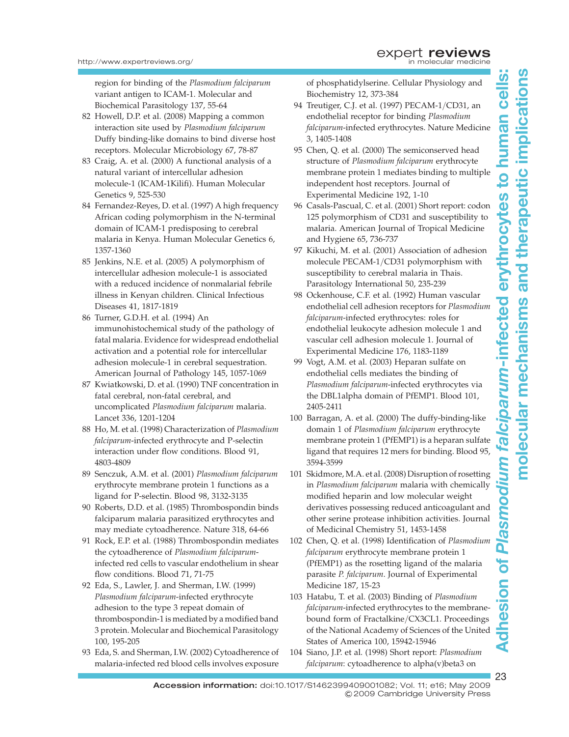region for binding of the *Plasmodium falciparum* variant antigen to ICAM-1. Molecular and Biochemical Parasitology 137, 55-64

82 Howell, D.P. et al. (2008) Mapping a common interaction site used by *Plasmodium falciparum* Duffy binding-like domains to bind diverse host receptors. Molecular Microbiology 67, 78-87

83 Craig, A. et al. (2000) A functional analysis of a natural variant of intercellular adhesion molecule-1 (ICAM-1Kilifi). Human Molecular Genetics 9, 525-530

84 Fernandez-Reyes, D. et al. (1997) A high frequency African coding polymorphism in the N-terminal domain of ICAM-1 predisposing to cerebral malaria in Kenya. Human Molecular Genetics 6, 1357-1360

85 Jenkins, N.E. et al. (2005) A polymorphism of intercellular adhesion molecule-1 is associated with a reduced incidence of nonmalarial febrile illness in Kenyan children. Clinical Infectious Diseases 41, 1817-1819

86 Turner, G.D.H. et al. (1994) An immunohistochemical study of the pathology of fatal malaria. Evidence for widespread endothelial activation and a potential role for intercellular adhesion molecule-1 in cerebral sequestration. American Journal of Pathology 145, 1057-1069

87 Kwiatkowski, D. et al. (1990) TNF concentration in fatal cerebral, non-fatal cerebral, and uncomplicated *Plasmodium falciparum* malaria. Lancet 336, 1201-1204

88 Ho, M. et al. (1998) Characterization of *Plasmodium falciparum*-infected erythrocyte and P-selectin interaction under flow conditions. Blood 91, 4803-4809

89 Senczuk, A.M. et al. (2001) *Plasmodium falciparum* erythrocyte membrane protein 1 functions as a ligand for P-selectin. Blood 98, 3132-3135

90 Roberts, D.D. et al. (1985) Thrombospondin binds falciparum malaria parasitized erythrocytes and may mediate cytoadherence. Nature 318, 64-66

91 Rock, E.P. et al. (1988) Thrombospondin mediates the cytoadherence of *Plasmodium falciparum*-infected red cells to vascular endothelium in shear flow conditions. Blood 71, 71-75

92 Eda, S., Lawler, J. and Sherman, I.W. (1999) *Plasmodium falciparum*-infected erythrocyte adhesion to the type 3 repeat domain of thrombospondin-1 is mediated by a modified band 3 protein. Molecular and Biochemical Parasitology 100, 195-205

93 Eda, S. and Sherman, I.W. (2002) Cytoadherence of malaria-infected red blood cells involves exposure of phosphatidylserine. Cellular Physiology and Biochemistry 12, 373-384

94 Treutiger, C.J. et al. (1997) PECAM-1/CD31, an endothelial receptor for binding *Plasmodium falciparum*-infected erythrocytes. Nature Medicine 3, 1405-1408

95 Chen, Q. et al. (2000) The semiconserved head structure of *Plasmodium falciparum* erythrocyte membrane protein 1 mediates binding to multiple independent host receptors. Journal of Experimental Medicine 192, 1-10

96 Casals-Pascual, C. et al. (2001) Short report: codon 125 polymorphism of CD31 and susceptibility to malaria. American Journal of Tropical Medicine and Hygiene 65, 736-737

97 Kikuchi, M. et al. (2001) Association of adhesion molecule PECAM-1/CD31 polymorphism with susceptibility to cerebral malaria in Thais. Parasitology International 50, 235-239

98 Ockenhouse, C.F. et al. (1992) Human vascular endothelial cell adhesion receptors for *Plasmodium falciparum*-infected erythrocytes: roles for endothelial leukocyte adhesion molecule 1 and vascular cell adhesion molecule 1. Journal of Experimental Medicine 176, 1183-1189

99 Vogt, A.M. et al. (2003) Heparan sulfate on endothelial cells mediates the binding of *Plasmodium falciparum*-infected erythrocytes via the DBL1alpha domain of PfEMP1. Blood 101, 2405-2411

100 Barragan, A. et al. (2000) The duffy-binding-like domain 1 of *Plasmodium falciparum* erythrocyte membrane protein 1 (PfEMP1) is a heparan sulfate ligand that requires 12 mers for binding. Blood 95, 3594-3599

101 Skidmore, M.A. et al. (2008) Disruption of rosetting in *Plasmodium falciparum* malaria with chemically modified heparin and low molecular weight derivatives possessing reduced anticoagulant and other serine protease inhibition activities. Journal of Medicinal Chemistry 51, 1453-1458

102 Chen, Q. et al. (1998) Identification of *Plasmodium falciparum* erythrocyte membrane protein 1 (PfEMP1) as the rosetting ligand of the malaria parasite *P. falciparum*. Journal of Experimental Medicine 187, 15-23

103 Hatabu, T. et al. (2003) Binding of *Plasmodium falciparum*-infected erythrocytes to the membrane-bound form of Fractalkine/CX3CL1. Proceedings of the National Academy of Sciences of the United States of America 100, 15942-15946

104 Siano, J.P. et al. (1998) Short report: *Plasmodium falciparum*: cytoadherence to alpha(v)beta3 on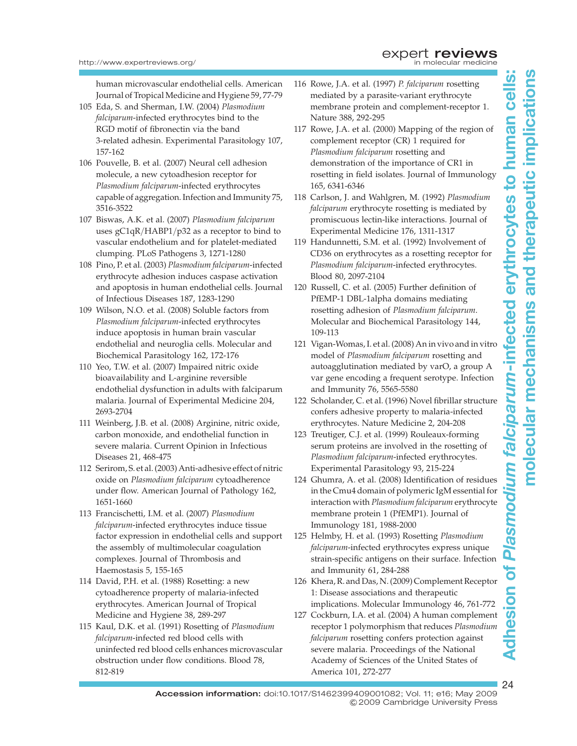human microvascular endothelial cells. American Journal of Tropical Medicine and Hygiene 59, 77-79

105 Eda, S. and Sherman, I.W. (2004) *Plasmodium falciparum*-infected erythrocytes bind to the RGD motif of fibronectin via the band 3-related adhesin. Experimental Parasitology 107, 157-162

106 Pouvelle, B. et al. (2007) Neural cell adhesion molecule, a new cytoadhesion receptor for *Plasmodium falciparum*-infected erythrocytes capable of aggregation. Infection and Immunity 75, 3516-3522

107 Biswas, A.K. et al. (2007) *Plasmodium falciparum* uses gC1qR/HABP1/p32 as a receptor to bind to vascular endothelium and for platelet-mediated clumping. PLoS Pathogens 3, 1271-1280

108 Pino, P. et al. (2003) *Plasmodium falciparum*-infected erythrocyte adhesion induces caspase activation and apoptosis in human endothelial cells. Journal of Infectious Diseases 187, 1283-1290

109 Wilson, N.O. et al. (2008) Soluble factors from *Plasmodium falciparum*-infected erythrocytes induce apoptosis in human brain vascular endothelial and neuroglia cells. Molecular and Biochemical Parasitology 162, 172-176

110 Yeo, T.W. et al. (2007) Impaired nitric oxide bioavailability and L-arginine reversible endothelial dysfunction in adults with falciparum malaria. Journal of Experimental Medicine 204, 2693-2704

111 Weinberg, J.B. et al. (2008) Arginine, nitric oxide, carbon monoxide, and endothelial function in severe malaria. Current Opinion in Infectious Diseases 21, 468-475

112 Serirom, S. et al. (2003) Anti-adhesive effect of nitric oxide on *Plasmodium falciparum* cytoadherence under flow. American Journal of Pathology 162, 1651-1660

113 Francischetti, I.M. et al. (2007) *Plasmodium falciparum*-infected erythrocytes induce tissue factor expression in endothelial cells and support the assembly of multimolecular coagulation complexes. Journal of Thrombosis and Haemostasis 5, 155-165

114 David, P.H. et al. (1988) Rosetting: a new cytoadherence property of malaria-infected erythrocytes. American Journal of Tropical Medicine and Hygiene 38, 289-297

115 Kaul, D.K. et al. (1991) Rosetting of *Plasmodium falciparum*-infected red blood cells with uninfected red blood cells enhances microvascular obstruction under flow conditions. Blood 78, 812-819

116 Rowe, J.A. et al. (1997) *P. falciparum* rosetting mediated by a parasite-variant erythrocyte membrane protein and complement-receptor 1. Nature 388, 292-295

117 Rowe, J.A. et al. (2000) Mapping of the region of complement receptor (CR) 1 required for *Plasmodium falciparum* rosetting and demonstration of the importance of CR1 in rosetting in field isolates. Journal of Immunology 165, 6341-6346

118 Carlson, J. and Wahlgren, M. (1992) *Plasmodium falciparum* erythrocyte rosetting is mediated by promiscuous lectin-like interactions. Journal of Experimental Medicine 176, 1311-1317

119 Handunnetti, S.M. et al. (1992) Involvement of CD36 on erythrocytes as a rosetting receptor for *Plasmodium falciparum*-infected erythrocytes. Blood 80, 2097-2104

120 Russell, C. et al. (2005) Further definition of PfEMP-1 DBL-1alpha domains mediating rosetting adhesion of *Plasmodium falciparum*. Molecular and Biochemical Parasitology 144, 109-113

121 Vigan-Womas, I. et al. (2008) An in vivo and in vitro model of *Plasmodium falciparum* rosetting and autoagglutination mediated by varO, a group A var gene encoding a frequent serotype. Infection and Immunity 76, 5565-5580

122 Scholander, C. et al. (1996) Novel fibrillar structure confers adhesive property to malaria-infected erythrocytes. Nature Medicine 2, 204-208

123 Treutiger, C.J. et al. (1999) Rouleaux-forming serum proteins are involved in the rosetting of *Plasmodium falciparum*-infected erythrocytes. Experimental Parasitology 93, 215-224

124 Ghumra, A. et al. (2008) Identification of residues in the Cmu4 domain of polymeric IgM essential for interaction with *Plasmodium falciparum* erythrocyte membrane protein 1 (PfEMP1). Journal of Immunology 181, 1988-2000

125 Helmby, H. et al. (1993) Rosetting *Plasmodium falciparum*-infected erythrocytes express unique strain-specific antigens on their surface. Infection and Immunity 61, 284-288

126 Khera, R. and Das, N. (2009) Complement Receptor 1: Disease associations and therapeutic implications. Molecular Immunology 46, 761-772

127 Cockburn, I.A. et al. (2004) A human complement receptor 1 polymorphism that reduces *Plasmodium falciparum* rosetting confers protection against severe malaria. Proceedings of the National Academy of Sciences of the United States of America 101, 272-277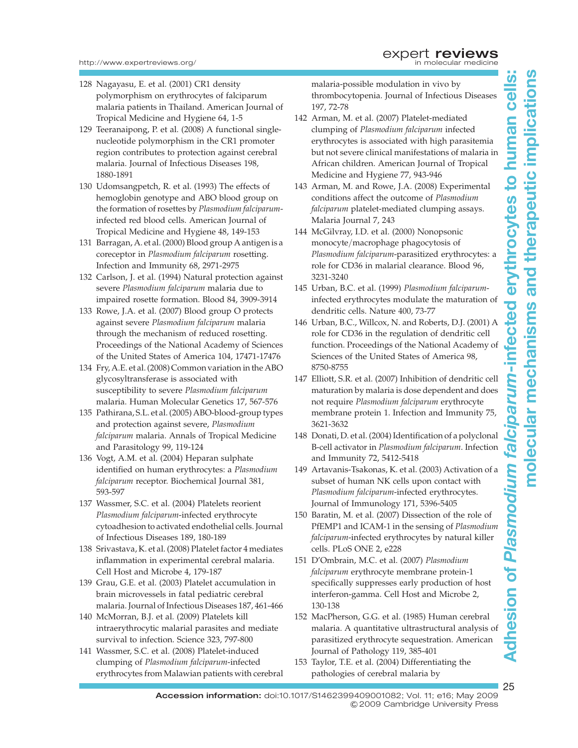128 Nagayasu, E. et al. (2001) CR1 density polymorphism on erythrocytes of falciparum malaria patients in Thailand. American Journal of Tropical Medicine and Hygiene 64, 1-5

129 Teeranaipong, P. et al. (2008) A functional single-nucleotide polymorphism in the CR1 promoter region contributes to protection against cerebral malaria. Journal of Infectious Diseases 198, 1880-1891

130 Udomsangpetch, R. et al. (1993) The effects of hemoglobin genotype and ABO blood group on the formation of rosettes by *Plasmodium falciparum*-infected red blood cells. American Journal of Tropical Medicine and Hygiene 48, 149-153

131 Barragan, A. et al. (2000) Blood group A antigen is a coreceptor in *Plasmodium falciparum* rosetting. Infection and Immunity 68, 2971-2975

132 Carlson, J. et al. (1994) Natural protection against severe *Plasmodium falciparum* malaria due to impaired rosette formation. Blood 84, 3909-3914

133 Rowe, J.A. et al. (2007) Blood group O protects against severe *Plasmodium falciparum* malaria through the mechanism of reduced rosetting. Proceedings of the National Academy of Sciences of the United States of America 104, 17471-17476

134 Fry, A.E. et al. (2008) Common variation in the ABO glycosyltransferase is associated with susceptibility to severe *Plasmodium falciparum* malaria. Human Molecular Genetics 17, 567-576

135 Pathirana, S.L. et al. (2005) ABO-blood-group types and protection against severe, *Plasmodium falciparum* malaria. Annals of Tropical Medicine and Parasitology 99, 119-124

136 Vogt, A.M. et al. (2004) Heparan sulphate identified on human erythrocytes: a *Plasmodium falciparum* receptor. Biochemical Journal 381, 593-597

137 Wassmer, S.C. et al. (2004) Platelets reorient *Plasmodium falciparum*-infected erythrocyte cytoadhesion to activated endothelial cells. Journal of Infectious Diseases 189, 180-189

138 Srivastava, K. et al. (2008) Platelet factor 4 mediates inflammation in experimental cerebral malaria. Cell Host and Microbe 4, 179-187

139 Grau, G.E. et al. (2003) Platelet accumulation in brain microvessels in fatal pediatric cerebral malaria. Journal of Infectious Diseases 187, 461-466

140 McMorran, B.J. et al. (2009) Platelets kill intraerythrocytic malarial parasites and mediate survival to infection. Science 323, 797-800

141 Wassmer, S.C. et al. (2008) Platelet-induced clumping of *Plasmodium falciparum*-infected erythrocytes from Malawian patients with cerebral malaria-possible modulation in vivo by thrombocytopenia. Journal of Infectious Diseases 197, 72-78

142 Arman, M. et al. (2007) Platelet-mediated clumping of *Plasmodium falciparum* infected erythrocytes is associated with high parasitemia but not severe clinical manifestations of malaria in African children. American Journal of Tropical Medicine and Hygiene 77, 943-946

143 Arman, M. and Rowe, J.A. (2008) Experimental conditions affect the outcome of *Plasmodium falciparum* platelet-mediated clumping assays. Malaria Journal 7, 243

144 McGilvray, I.D. et al. (2000) Nonopsonic monocyte/macrophage phagocytosis of *Plasmodium falciparum*-parasitized erythrocytes: a role for CD36 in malarial clearance. Blood 96, 3231-3240

145 Urban, B.C. et al. (1999) *Plasmodium falciparum*-infected erythrocytes modulate the maturation of dendritic cells. Nature 400, 73-77

146 Urban, B.C., Willcox, N. and Roberts, D.J. (2001) A role for CD36 in the regulation of dendritic cell function. Proceedings of the National Academy of Sciences of the United States of America 98, 8750-8755

147 Elliott, S.R. et al. (2007) Inhibition of dendritic cell maturation by malaria is dose dependent and does not require *Plasmodium falciparum* erythrocyte membrane protein 1. Infection and Immunity 75, 3621-3632

148 Donati, D. et al. (2004) Identification of a polyclonal B-cell activator in *Plasmodium falciparum*. Infection and Immunity 72, 5412-5418

149 Artavanis-Tsakonas, K. et al. (2003) Activation of a subset of human NK cells upon contact with *Plasmodium falciparum*-infected erythrocytes. Journal of Immunology 171, 5396-5405

150 Baratin, M. et al. (2007) Dissection of the role of PfEMP1 and ICAM-1 in the sensing of *Plasmodium falciparum*-infected erythrocytes by natural killer cells. PLoS ONE 2, e228

151 D'Ombrain, M.C. et al. (2007) *Plasmodium falciparum* erythrocyte membrane protein-1 specifically suppresses early production of host interferon-gamma. Cell Host and Microbe 2, 130-138

152 MacPherson, G.G. et al. (1985) Human cerebral malaria. A quantitative ultrastructural analysis of parasitized erythrocyte sequestration. American Journal of Pathology 119, 385-401

153 Taylor, T.E. et al. (2004) Differentiating the pathologies of cerebral malaria by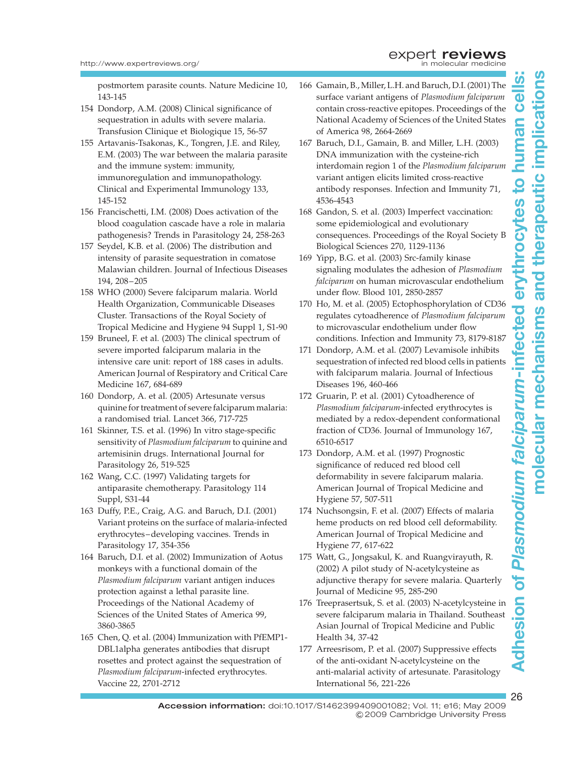postmortem parasite counts. Nature Medicine 10, 143-145

154 Dondorp, A.M. (2008) Clinical significance of sequestration in adults with severe malaria. Transfusion Clinique et Biologique 15, 56-57

155 Artavanis-Tsakonas, K., Tongren, J.E. and Riley, E.M. (2003) The war between the malaria parasite and the immune system: immunity, immunoregulation and immunopathology. Clinical and Experimental Immunology 133, 145-152

156 Francischetti, I.M. (2008) Does activation of the blood coagulation cascade have a role in malaria pathogenesis? Trends in Parasitology 24, 258-263

157 Seydel, K.B. et al. (2006) The distribution and intensity of parasite sequestration in comatose Malawian children. Journal of Infectious Diseases 194, 208−205

158 WHO (2000) Severe falciparum malaria. World Health Organization, Communicable Diseases Cluster. Transactions of the Royal Society of Tropical Medicine and Hygiene 94 Suppl 1, S1-90

159 Bruneel, F. et al. (2003) The clinical spectrum of severe imported falciparum malaria in the intensive care unit: report of 188 cases in adults. American Journal of Respiratory and Critical Care Medicine 167, 684-689

160 Dondorp, A. et al. (2005) Artesunate versus quinine for treatment of severe falciparum malaria: a randomised trial. Lancet 366, 717-725

161 Skinner, T.S. et al. (1996) In vitro stage-specific sensitivity of *Plasmodium falciparum* to quinine and artemisinin drugs. International Journal for Parasitology 26, 519-525

162 Wang, C.C. (1997) Validating targets for antiparasite chemotherapy. Parasitology 114 Suppl, S31-44

163 Duffy, P.E., Craig, A.G. and Baruch, D.I. (2001) Variant proteins on the surface of malaria-infected erythrocytes−developing vaccines. Trends in Parasitology 17, 354-356

164 Baruch, D.I. et al. (2002) Immunization of Aotus monkeys with a functional domain of the *Plasmodium falciparum* variant antigen induces protection against a lethal parasite line. Proceedings of the National Academy of Sciences of the United States of America 99, 3860-3865

165 Chen, Q. et al. (2004) Immunization with PfEMP1-DBL1alpha generates antibodies that disrupt rosettes and protect against the sequestration of *Plasmodium falciparum*-infected erythrocytes. Vaccine 22, 2701-2712

166 Gamain, B., Miller, L.H. and Baruch, D.I. (2001) The surface variant antigens of *Plasmodium falciparum* contain cross-reactive epitopes. Proceedings of the National Academy of Sciences of the United States of America 98, 2664-2669

167 Baruch, D.I., Gamain, B. and Miller, L.H. (2003) DNA immunization with the cysteine-rich interdomain region 1 of the *Plasmodium falciparum* variant antigen elicits limited cross-reactive antibody responses. Infection and Immunity 71, 4536-4543

168 Gandon, S. et al. (2003) Imperfect vaccination: some epidemiological and evolutionary consequences. Proceedings of the Royal Society B Biological Sciences 270, 1129-1136

169 Yipp, B.G. et al. (2003) Src-family kinase signaling modulates the adhesion of *Plasmodium falciparum* on human microvascular endothelium under flow. Blood 101, 2850-2857

170 Ho, M. et al. (2005) Ectophosphorylation of CD36 regulates cytoadherence of *Plasmodium falciparum* to microvascular endothelium under flow conditions. Infection and Immunity 73, 8179-8187

171 Dondorp, A.M. et al. (2007) Levamisole inhibits sequestration of infected red blood cells in patients with falciparum malaria. Journal of Infectious Diseases 196, 460-466

172 Gruarin, P. et al. (2001) Cytoadherence of *Plasmodium falciparum*-infected erythrocytes is mediated by a redox-dependent conformational fraction of CD36. Journal of Immunology 167, 6510-6517

173 Dondorp, A.M. et al. (1997) Prognostic significance of reduced red blood cell deformability in severe falciparum malaria. American Journal of Tropical Medicine and Hygiene 57, 507-511

174 Nuchsongsin, F. et al. (2007) Effects of malaria heme products on red blood cell deformability. American Journal of Tropical Medicine and Hygiene 77, 617-622

175 Watt, G., Jongsakul, K. and Ruangvirayuth, R. (2002) A pilot study of N-acetylcysteine as adjunctive therapy for severe malaria. Quarterly Journal of Medicine 95, 285-290

176 Treeprasertsuk, S. et al. (2003) N-acetylcysteine in severe falciparum malaria in Thailand. Southeast Asian Journal of Tropical Medicine and Public Health 34, 37-42

177 Arreesrisom, P. et al. (2007) Suppressive effects of the anti-oxidant N-acetylcysteine on the anti-malarial activity of artesunate. Parasitology International 56, 221-226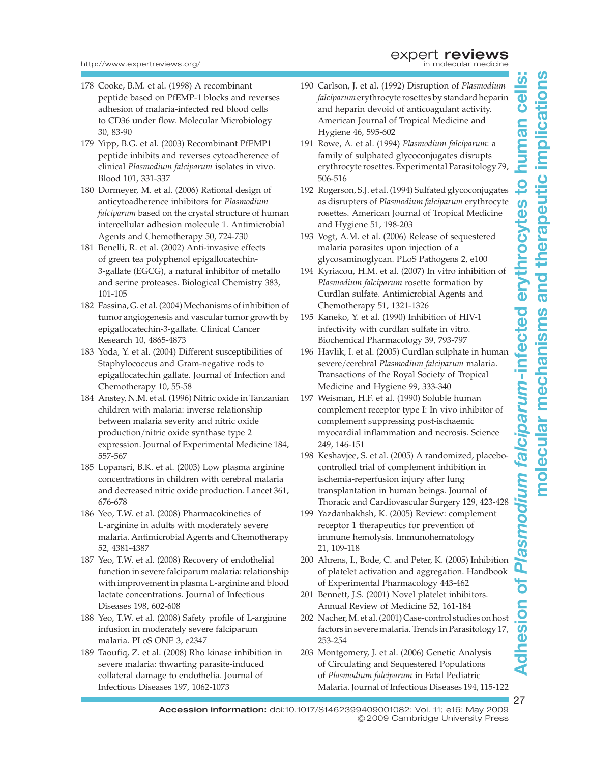178 Cooke, B.M. et al. (1998) A recombinant peptide based on PfEMP-1 blocks and reverses adhesion of malaria-infected red blood cells to CD36 under flow. Molecular Microbiology 30, 83-90

179 Yipp, B.G. et al. (2003) Recombinant PfEMP1 peptide inhibits and reverses cytoadherence of clinical *Plasmodium falciparum* isolates in vivo. Blood 101, 331-337

180 Dormeyer, M. et al. (2006) Rational design of anticytoadherence inhibitors for *Plasmodium falciparum* based on the crystal structure of human intercellular adhesion molecule 1. Antimicrobial Agents and Chemotherapy 50, 724-730

181 Benelli, R. et al. (2002) Anti-invasive effects of green tea polyphenol epigallocatechin-3-gallate (EGCG), a natural inhibitor of metallo and serine proteases. Biological Chemistry 383, 101-105

182 Fassina, G. et al. (2004) Mechanisms of inhibition of tumor angiogenesis and vascular tumor growth by epigallocatechin-3-gallate. Clinical Cancer Research 10, 4865-4873

183 Yoda, Y. et al. (2004) Different susceptibilities of Staphylococcus and Gram-negative rods to epigallocatechin gallate. Journal of Infection and Chemotherapy 10, 55-58

184 Anstey, N.M. et al. (1996) Nitric oxide in Tanzanian children with malaria: inverse relationship between malaria severity and nitric oxide production/nitric oxide synthase type 2 expression. Journal of Experimental Medicine 184, 557-567

185 Lopansri, B.K. et al. (2003) Low plasma arginine concentrations in children with cerebral malaria and decreased nitric oxide production. Lancet 361, 676-678

186 Yeo, T.W. et al. (2008) Pharmacokinetics of L-arginine in adults with moderately severe malaria. Antimicrobial Agents and Chemotherapy 52, 4381-4387

187 Yeo, T.W. et al. (2008) Recovery of endothelial function in severe falciparum malaria: relationship with improvement in plasma L-arginine and blood lactate concentrations. Journal of Infectious Diseases 198, 602-608

188 Yeo, T.W. et al. (2008) Safety profile of L-arginine infusion in moderately severe falciparum malaria. PLoS ONE 3, e2347

189 Taoufiq, Z. et al. (2008) Rho kinase inhibition in severe malaria: thwarting parasite-induced collateral damage to endothelia. Journal of Infectious Diseases 197, 1062-1073

190 Carlson, J. et al. (1992) Disruption of *Plasmodium falciparum* erythrocyte rosettes by standard heparin and heparin devoid of anticoagulant activity. American Journal of Tropical Medicine and Hygiene 46, 595-602

191 Rowe, A. et al. (1994) *Plasmodium falciparum*: a family of sulphated glycoconjugates disrupts erythrocyte rosettes. Experimental Parasitology 79, 506-516

192 Rogerson, S.J. et al. (1994) Sulfated glycoconjugates as disrupters of *Plasmodium falciparum* erythrocyte rosettes. American Journal of Tropical Medicine and Hygiene 51, 198-203

193 Vogt, A.M. et al. (2006) Release of sequestered malaria parasites upon injection of a glycosaminoglycan. PLoS Pathogens 2, e100

194 Kyriacou, H.M. et al. (2007) In vitro inhibition of *Plasmodium falciparum* rosette formation by Curdlan sulfate. Antimicrobial Agents and Chemotherapy 51, 1321-1326

195 Kaneko, Y. et al. (1990) Inhibition of HIV-1 infectivity with curdlan sulfate in vitro. Biochemical Pharmacology 39, 793-797

196 Havlik, I. et al. (2005) Curdlan sulphate in human severe/cerebral *Plasmodium falciparum* malaria. Transactions of the Royal Society of Tropical Medicine and Hygiene 99, 333-340

197 Weisman, H.F. et al. (1990) Soluble human complement receptor type I: In vivo inhibitor of complement suppressing post-ischaemic myocardial inflammation and necrosis. Science 249, 146-151

198 Keshavjee, S. et al. (2005) A randomized, placebo-controlled trial of complement inhibition in ischemia-reperfusion injury after lung transplantation in human beings. Journal of Thoracic and Cardiovascular Surgery 129, 423-428

199 Yazdanbakhsh, K. (2005) Review: complement receptor 1 therapeutics for prevention of immune hemolysis. Immunohematology 21, 109-118

200 Ahrens, I., Bode, C. and Peter, K. (2005) Inhibition of platelet activation and aggregation. Handbook of Experimental Pharmacology 443-462

201 Bennett, J.S. (2001) Novel platelet inhibitors. Annual Review of Medicine 52, 161-184

202 Nacher, M. et al. (2001) Case-control studies on host factors in severe malaria. Trends in Parasitology 17, 253-254

203 Montgomery, J. et al. (2006) Genetic Analysis of Circulating and Sequestered Populations of *Plasmodium falciparum* in Fatal Pediatric Malaria. Journal of Infectious Diseases 194, 115-122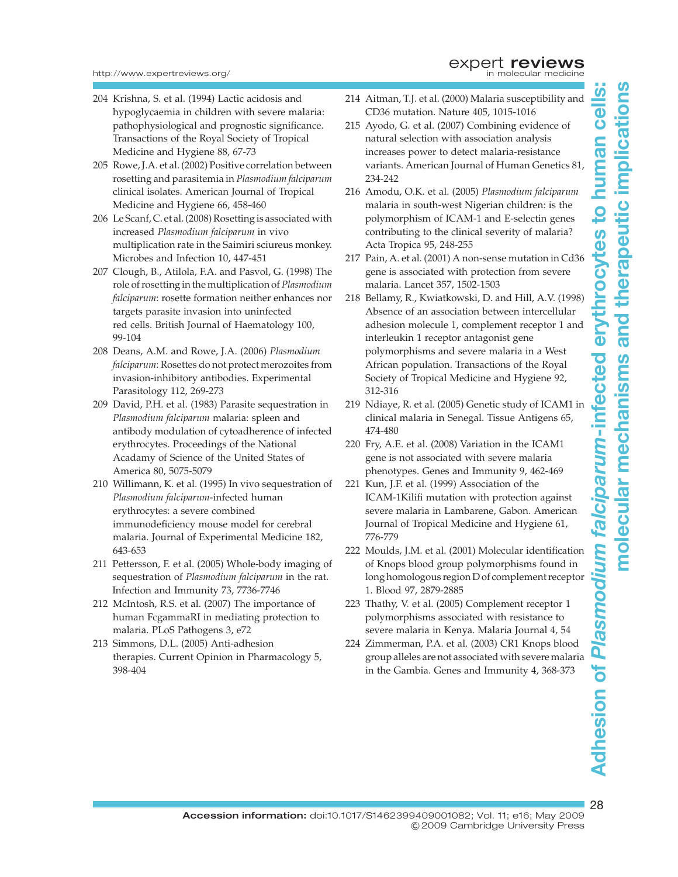204 Krishna, S. et al. (1994) Lactic acidosis and hypoglycaemia in children with severe malaria: pathophysiological and prognostic significance. Transactions of the Royal Society of Tropical Medicine and Hygiene 88, 67-73

205 Rowe, J.A. et al. (2002) Positive correlation between rosetting and parasitemia in *Plasmodium falciparum* clinical isolates. American Journal of Tropical Medicine and Hygiene 66, 458-460

206 Le Scanf, C. et al. (2008) Rosetting is associated with increased *Plasmodium falciparum* in vivo multiplication rate in the Saimiri sciureus monkey. Microbes and Infection 10, 447-451

207 Clough, B., Atilola, F.A. and Pasvol, G. (1998) The role of rosetting in the multiplication of *Plasmodium falciparum*: rosette formation neither enhances nor targets parasite invasion into uninfected red cells. British Journal of Haematology 100, 99-104

208 Deans, A.M. and Rowe, J.A. (2006) *Plasmodium falciparum*: Rosettes do not protect merozoites from invasion-inhibitory antibodies. Experimental Parasitology 112, 269-273

209 David, P.H. et al. (1983) Parasite sequestration in *Plasmodium falciparum* malaria: spleen and antibody modulation of cytoadherence of infected erythrocytes. Proceedings of the National Acadamy of Science of the United States of America 80, 5075-5079

210 Willimann, K. et al. (1995) In vivo sequestration of *Plasmodium falciparum*-infected human erythrocytes: a severe combined immunodeficiency mouse model for cerebral malaria. Journal of Experimental Medicine 182, 643-653

211 Pettersson, F. et al. (2005) Whole-body imaging of sequestration of *Plasmodium falciparum* in the rat. Infection and Immunity 73, 7736-7746

212 McIntosh, R.S. et al. (2007) The importance of human FcgammaRI in mediating protection to malaria. PLoS Pathogens 3, e72

213 Simmons, D.L. (2005) Anti-adhesion therapies. Current Opinion in Pharmacology 5, 398-404

214 Aitman, T.J. et al. (2000) Malaria susceptibility and CD36 mutation. Nature 405, 1015-1016

215 Ayodo, G. et al. (2007) Combining evidence of natural selection with association analysis increases power to detect malaria-resistance variants. American Journal of Human Genetics 81, 234-242

216 Amodu, O.K. et al. (2005) *Plasmodium falciparum* malaria in south-west Nigerian children: is the polymorphism of ICAM-1 and E-selectin genes contributing to the clinical severity of malaria? Acta Tropica 95, 248-255

217 Pain, A. et al. (2001) A non-sense mutation in Cd36 gene is associated with protection from severe malaria. Lancet 357, 1502-1503

218 Bellamy, R., Kwiatkowski, D. and Hill, A.V. (1998) Absence of an association between intercellular adhesion molecule 1, complement receptor 1 and interleukin 1 receptor antagonist gene polymorphisms and severe malaria in a West African population. Transactions of the Royal Society of Tropical Medicine and Hygiene 92, 312-316

219 Ndiaye, R. et al. (2005) Genetic study of ICAM1 in clinical malaria in Senegal. Tissue Antigens 65, 474-480

220 Fry, A.E. et al. (2008) Variation in the ICAM1 gene is not associated with severe malaria phenotypes. Genes and Immunity 9, 462-469

221 Kun, J.F. et al. (1999) Association of the ICAM-1Kilifi mutation with protection against severe malaria in Lambarene, Gabon. American Journal of Tropical Medicine and Hygiene 61, 776-779

222 Moulds, J.M. et al. (2001) Molecular identification of Knops blood group polymorphisms found in long homologous region D of complement receptor 1. Blood 97, 2879-2885

223 Thathy, V. et al. (2005) Complement receptor 1 polymorphisms associated with resistance to severe malaria in Kenya. Malaria Journal 4, 54

224 Zimmerman, P.A. et al. (2003) CR1 Knops blood group alleles are not associated with severe malaria in the Gambia. Genes and Immunity 4, 368-373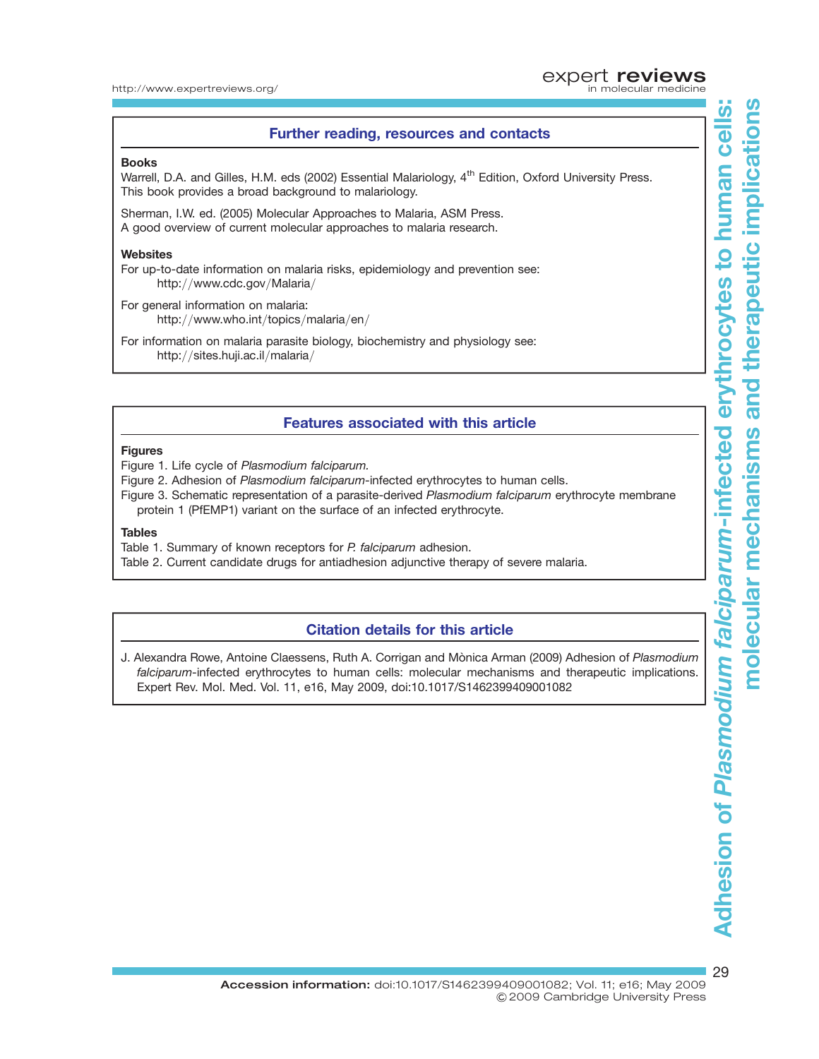## Further reading, resources and contacts

**Books**

Warrell, D.A. and Gilles, H.M. eds (2002) Essential Malariology, 4th Edition, Oxford University Press. This book provides a broad background to malariology.

Sherman, I.W. ed. (2005) Molecular Approaches to Malaria, ASM Press. A good overview of current molecular approaches to malaria research.

**Websites**

For up-to-date information on malaria risks, epidemiology and prevention see:
http://www.cdc.gov/Malaria/

For general information on malaria:
http://www.who.int/topics/malaria/en/

For information on malaria parasite biology, biochemistry and physiology see:
http://sites.huji.ac.il/malaria/

## Features associated with this article

**Figures**

Figure 1. Life cycle of *Plasmodium falciparum*.
Figure 2. Adhesion of *Plasmodium falciparum*-infected erythrocytes to human cells.
Figure 3. Schematic representation of a parasite-derived *Plasmodium falciparum* erythrocyte membrane protein 1 (PfEMP1) variant on the surface of an infected erythrocyte.

**Tables**

Table 1. Summary of known receptors for *P. falciparum* adhesion.
Table 2. Current candidate drugs for antiadhesion adjunctive therapy of severe malaria.

## Citation details for this article

J. Alexandra Rowe, Antoine Claessens, Ruth A. Corrigan and Mònica Arman (2009) Adhesion of *Plasmodium falciparum*-infected erythrocytes to human cells: molecular mechanisms and therapeutic implications. Expert Rev. Mol. Med. Vol. 11, e16, May 2009, doi:10.1017/S1462399409001082